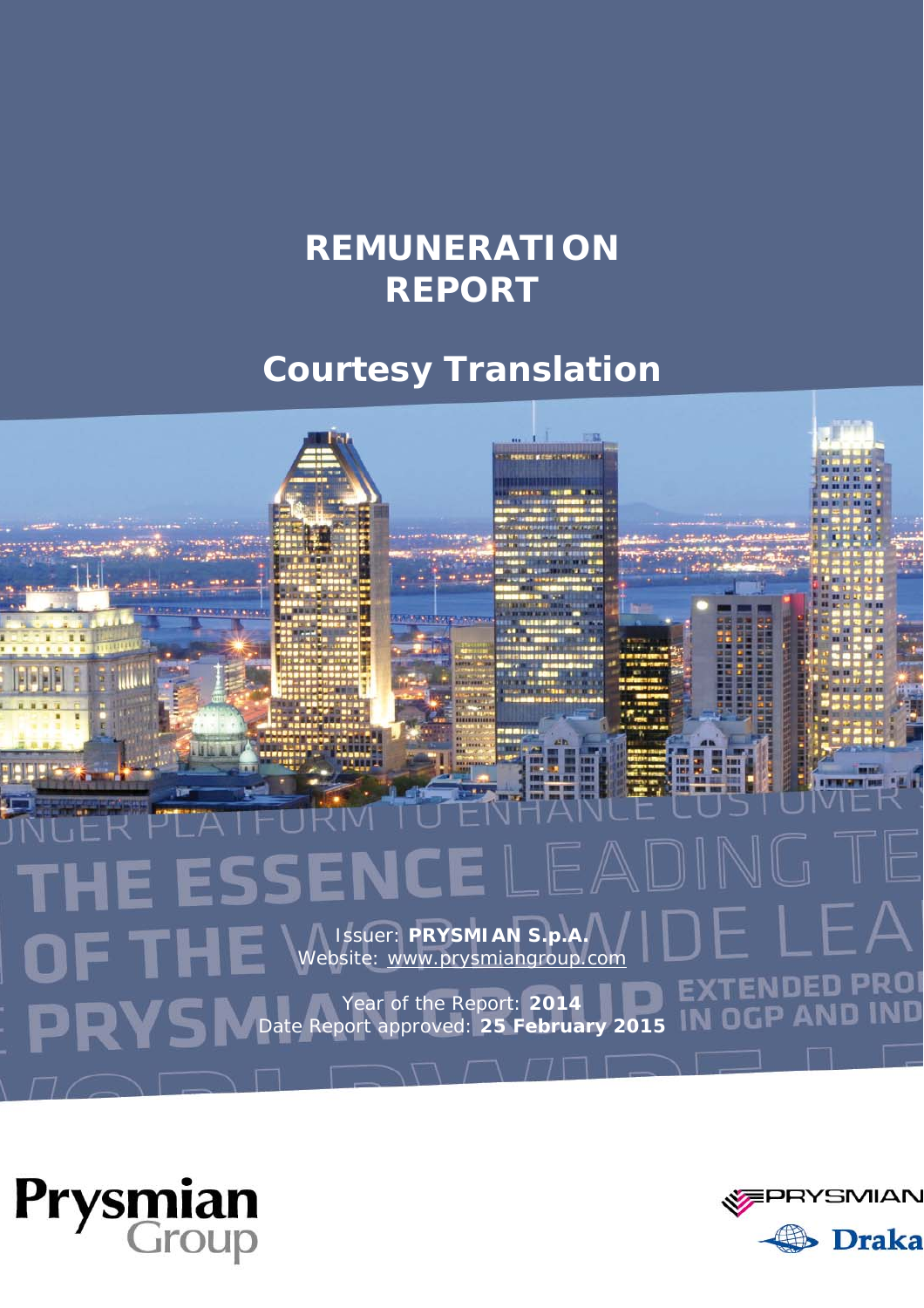# REMUNERATION REPORT

## Courtesy Translation

Issuer: **PRYSMIAN S.p.A.**
Website: www.prysmiangroup.com

Year of the Report: **2014**
Date Report approved: **25 February 2015**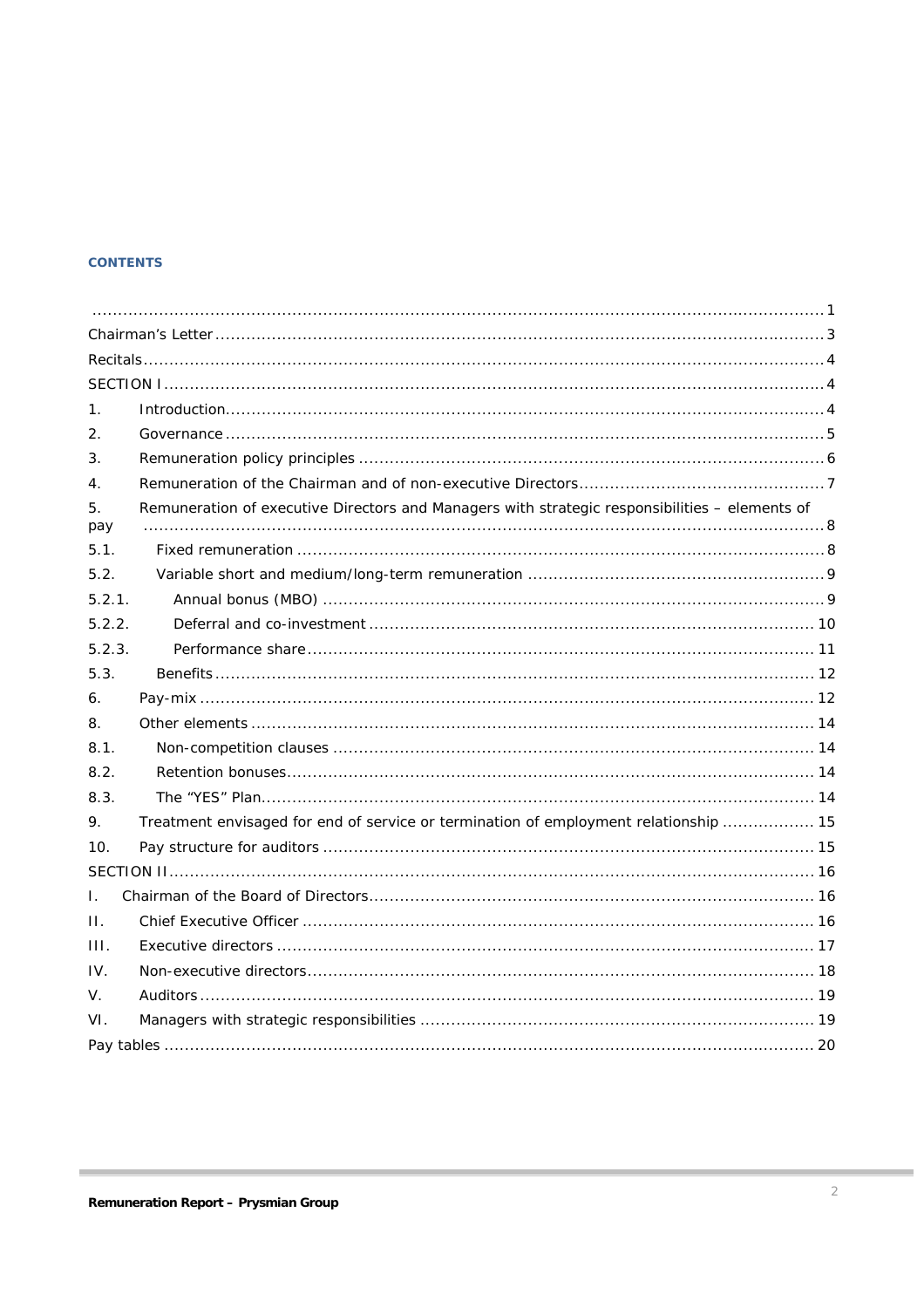**CONTENTS**

.......................................................................................................................................... 1
Chairman's Letter ..................................................................................................................... 3
Recitals .................................................................................................................................... 4
SECTION I ................................................................................................................................ 4
1. Introduction .......................................................................................................................... 4
2. Governance ........................................................................................................................... 5
3. Remuneration policy principles ............................................................................................. 6
4. Remuneration of the Chairman and of non-executive Directors ............................................ 7
5. Remuneration of executive Directors and Managers with strategic responsibilities – elements of pay ......................................................................................................................................... 8
5.1. Fixed remuneration ............................................................................................................ 8
5.2. Variable short and medium/long-term remuneration ........................................................... 9
5.2.1. Annual bonus (MBO) ....................................................................................................... 9
5.2.2. Deferral and co-investment ............................................................................................ 10
5.2.3. Performance share ......................................................................................................... 11
5.3. Benefits ............................................................................................................................ 12
6. Pay-mix ............................................................................................................................... 12
8. Other elements .................................................................................................................... 14
8.1. Non-competition clauses .................................................................................................. 14
8.2. Retention bonuses ............................................................................................................ 14
8.3. The "YES" Plan ................................................................................................................ 14
9. Treatment envisaged for end of service or termination of employment relationship ............ 15
10. Pay structure for auditors .................................................................................................. 15
SECTION II .............................................................................................................................. 16
I. Chairman of the Board of Directors ...................................................................................... 16
II. Chief Executive Officer ....................................................................................................... 16
III. Executive directors ............................................................................................................ 17
IV. Non-executive directors ...................................................................................................... 18
V. Auditors .............................................................................................................................. 19
VI. Managers with strategic responsibilities ............................................................................. 19
Pay tables ................................................................................................................................ 20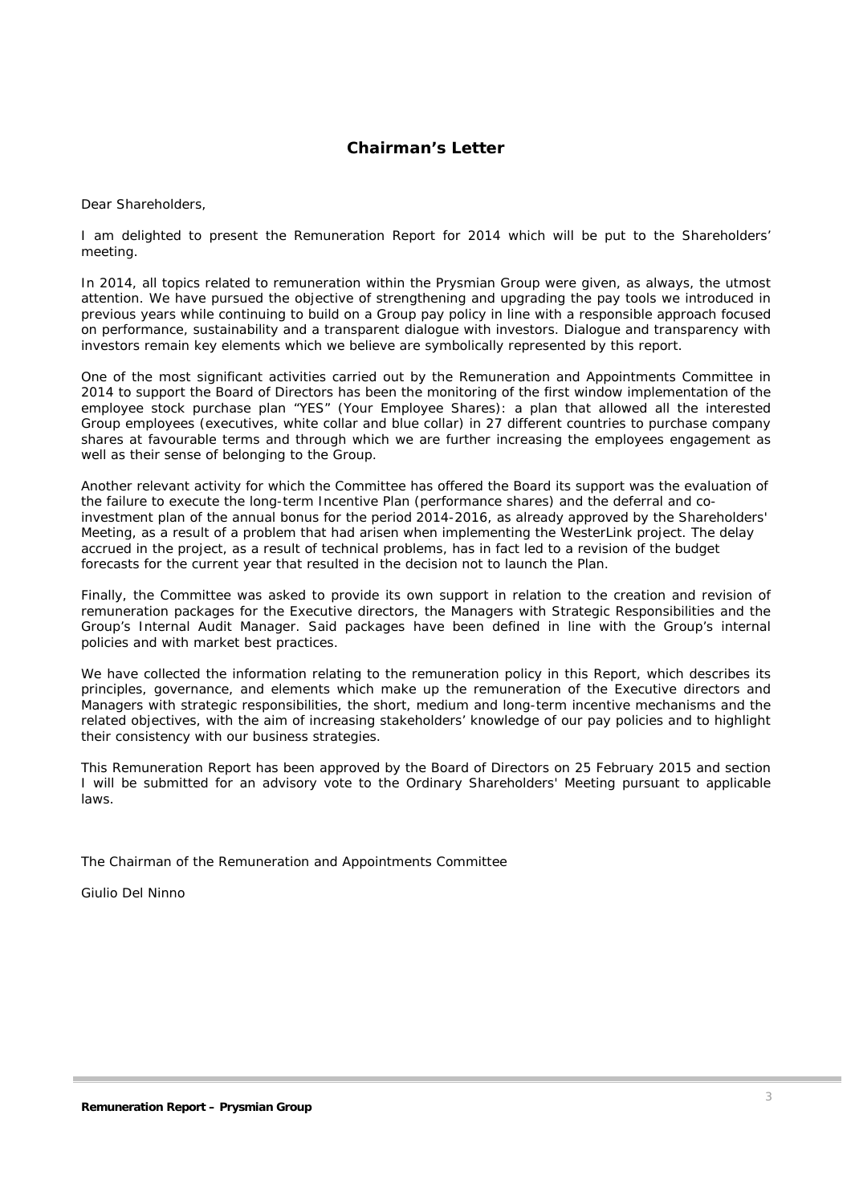## Chairman's Letter

Dear Shareholders,

I am delighted to present the Remuneration Report for 2014 which will be put to the Shareholders' meeting.

In 2014, all topics related to remuneration within the Prysmian Group were given, as always, the utmost attention. We have pursued the objective of strengthening and upgrading the pay tools we introduced in previous years while continuing to build on a Group pay policy in line with a responsible approach focused on performance, sustainability and a transparent dialogue with investors. Dialogue and transparency with investors remain key elements which we believe are symbolically represented by this report.

One of the most significant activities carried out by the Remuneration and Appointments Committee in 2014 to support the Board of Directors has been the monitoring of the first window implementation of the employee stock purchase plan "YES" (Your Employee Shares): a plan that allowed all the interested Group employees (executives, white collar and blue collar) in 27 different countries to purchase company shares at favourable terms and through which we are further increasing the employees engagement as well as their sense of belonging to the Group.

Another relevant activity for which the Committee has offered the Board its support was the evaluation of the failure to execute the long-term Incentive Plan (performance shares) and the deferral and co-investment plan of the annual bonus for the period 2014-2016, as already approved by the Shareholders' Meeting, as a result of a problem that had arisen when implementing the WesterLink project. The delay accrued in the project, as a result of technical problems, has in fact led to a revision of the budget forecasts for the current year that resulted in the decision not to launch the Plan.

Finally, the Committee was asked to provide its own support in relation to the creation and revision of remuneration packages for the Executive directors, the Managers with Strategic Responsibilities and the Group's Internal Audit Manager. Said packages have been defined in line with the Group's internal policies and with market best practices.

We have collected the information relating to the remuneration policy in this Report, which describes its principles, governance, and elements which make up the remuneration of the Executive directors and Managers with strategic responsibilities, the short, medium and long-term incentive mechanisms and the related objectives, with the aim of increasing stakeholders' knowledge of our pay policies and to highlight their consistency with our business strategies.

This Remuneration Report has been approved by the Board of Directors on 25 February 2015 and section I will be submitted for an advisory vote to the Ordinary Shareholders' Meeting pursuant to applicable laws.

The Chairman of the Remuneration and Appointments Committee

Giulio Del Ninno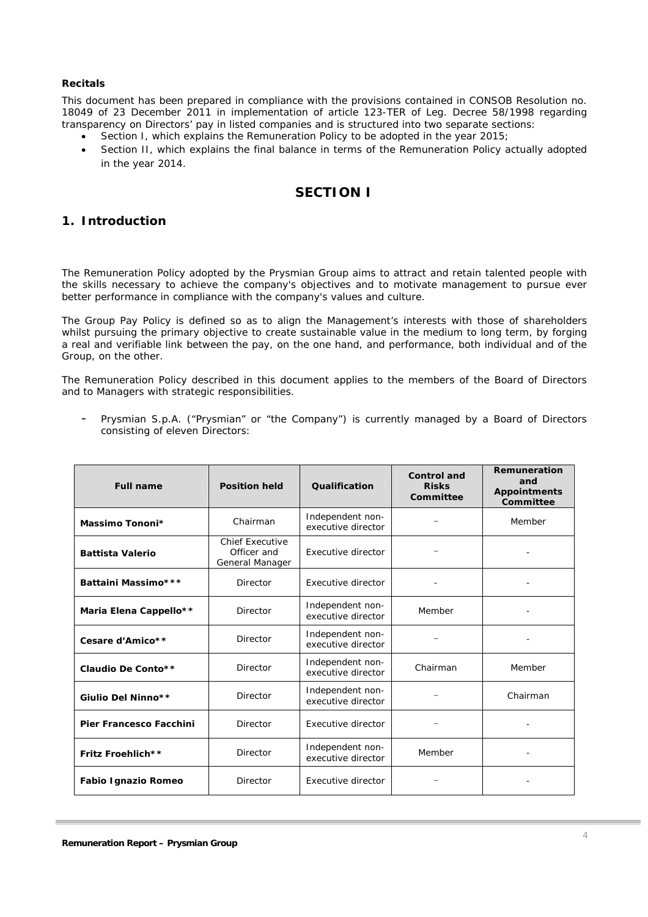**Recitals**

This document has been prepared in compliance with the provisions contained in CONSOB Resolution no. 18049 of 23 December 2011 in implementation of article 123-TER of Leg. Decree 58/1998 regarding transparency on Directors' pay in listed companies and is structured into two separate sections:

- Section I, which explains the Remuneration Policy to be adopted in the year 2015;
- Section II, which explains the final balance in terms of the Remuneration Policy actually adopted in the year 2014.

# SECTION I

## 1. Introduction

The Remuneration Policy adopted by the Prysmian Group aims to attract and retain talented people with the skills necessary to achieve the company's objectives and to motivate management to pursue ever better performance in compliance with the company's values and culture.

The Group Pay Policy is defined so as to align the Management's interests with those of shareholders whilst pursuing the primary objective to create sustainable value in the medium to long term, by forging a real and verifiable link between the pay, on the one hand, and performance, both individual and of the Group, on the other.

The Remuneration Policy described in this document applies to the members of the Board of Directors and to Managers with strategic responsibilities.

- Prysmian S.p.A. ("Prysmian" or "the Company") is currently managed by a Board of Directors consisting of eleven Directors:

| Full name | Position held | Qualification | Control and Risks Committee | Remuneration and Appointments Committee |
|---|---|---|---|---|
| **Massimo Tononi*** | Chairman | Independent non-executive director | – | Member |
| **Battista Valerio** | Chief Executive Officer and General Manager | Executive director | – | - |
| **Battaini Massimo***** | Director | Executive director | - | - |
| **Maria Elena Cappello**** | Director | Independent non-executive director | Member | - |
| **Cesare d'Amico**** | Director | Independent non-executive director | – | - |
| **Claudio De Conto**** | Director | Independent non-executive director | Chairman | Member |
| **Giulio Del Ninno**** | Director | Independent non-executive director | – | Chairman |
| **Pier Francesco Facchini** | Director | Executive director | – | - |
| **Fritz Froehlich**** | Director | Independent non-executive director | Member | - |
| **Fabio Ignazio Romeo** | Director | Executive director | – | - |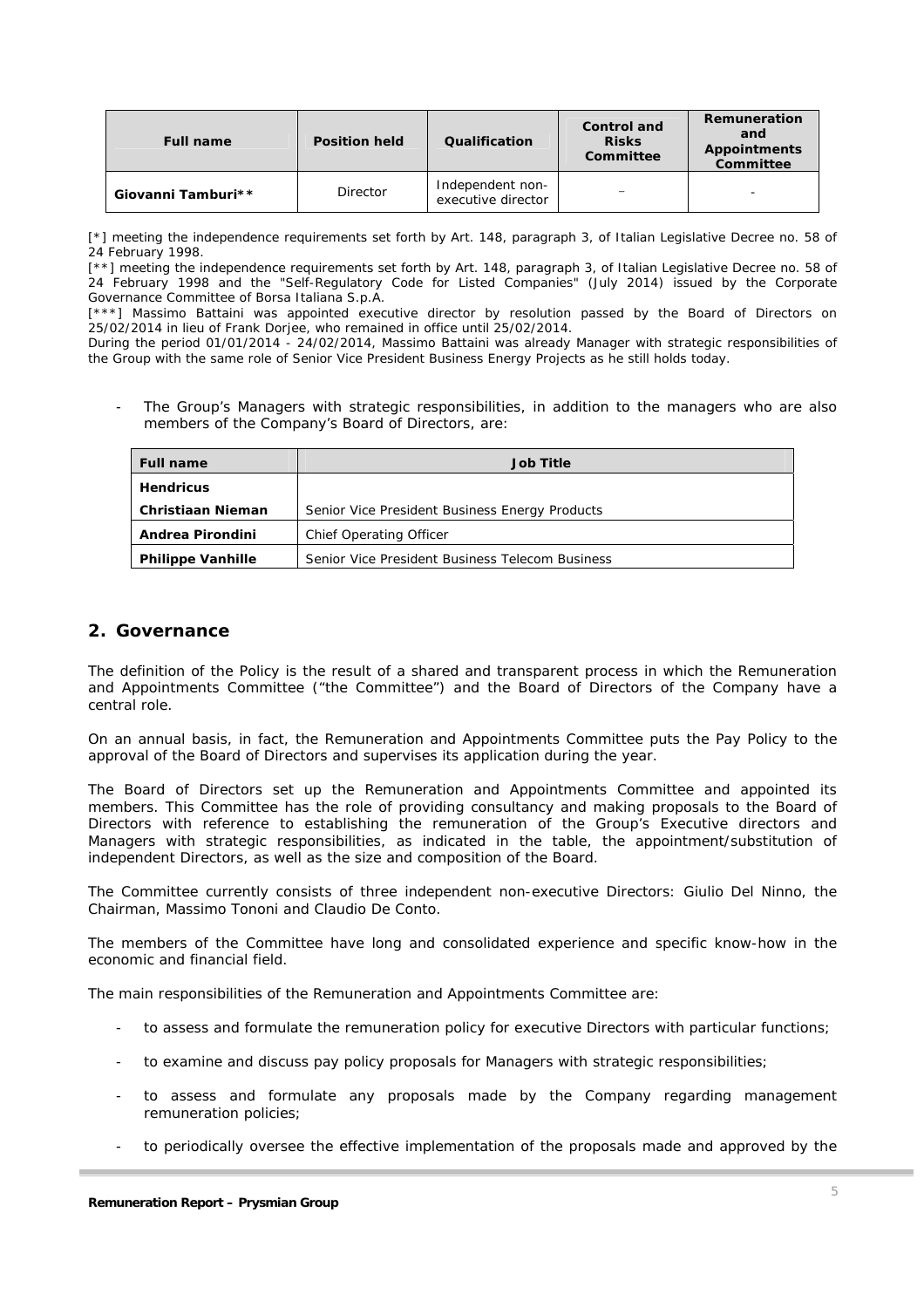| Full name | Position held | Qualification | Control and Risks Committee | Remuneration and Appointments Committee |
|---|---|---|---|---|
| **Giovanni Tamburi**** | Director | Independent non-executive director | – | - |

[*] meeting the independence requirements set forth by Art. 148, paragraph 3, of Italian Legislative Decree no. 58 of 24 February 1998.
[**] meeting the independence requirements set forth by Art. 148, paragraph 3, of Italian Legislative Decree no. 58 of 24 February 1998 and the "Self-Regulatory Code for Listed Companies" (July 2014) issued by the Corporate Governance Committee of Borsa Italiana S.p.A.
[***] Massimo Battaini was appointed executive director by resolution passed by the Board of Directors on 25/02/2014 in lieu of Frank Dorjee, who remained in office until 25/02/2014.
During the period 01/01/2014 - 24/02/2014, Massimo Battaini was already Manager with strategic responsibilities of the Group with the same role of Senior Vice President Business Energy Projects as he still holds today.

- The Group's Managers with strategic responsibilities, in addition to the managers who are also members of the Company's Board of Directors, are:

| Full name | Job Title |
|---|---|
| **Hendricus Christiaan Nieman** | Senior Vice President Business Energy Products |
| **Andrea Pirondini** | Chief Operating Officer |
| **Philippe Vanhille** | Senior Vice President Business Telecom Business |

## 2. Governance

The definition of the Policy is the result of a shared and transparent process in which the Remuneration and Appointments Committee ("the Committee") and the Board of Directors of the Company have a central role.

On an annual basis, in fact, the Remuneration and Appointments Committee puts the Pay Policy to the approval of the Board of Directors and supervises its application during the year.

The Board of Directors set up the Remuneration and Appointments Committee and appointed its members. This Committee has the role of providing consultancy and making proposals to the Board of Directors with reference to establishing the remuneration of the Group's Executive directors and Managers with strategic responsibilities, as indicated in the table, the appointment/substitution of independent Directors, as well as the size and composition of the Board.

The Committee currently consists of three independent non-executive Directors: Giulio Del Ninno, the Chairman, Massimo Tononi and Claudio De Conto.

The members of the Committee have long and consolidated experience and specific know-how in the economic and financial field.

The main responsibilities of the Remuneration and Appointments Committee are:

- to assess and formulate the remuneration policy for executive Directors with particular functions;
- to examine and discuss pay policy proposals for Managers with strategic responsibilities;
- to assess and formulate any proposals made by the Company regarding management remuneration policies;
- to periodically oversee the effective implementation of the proposals made and approved by the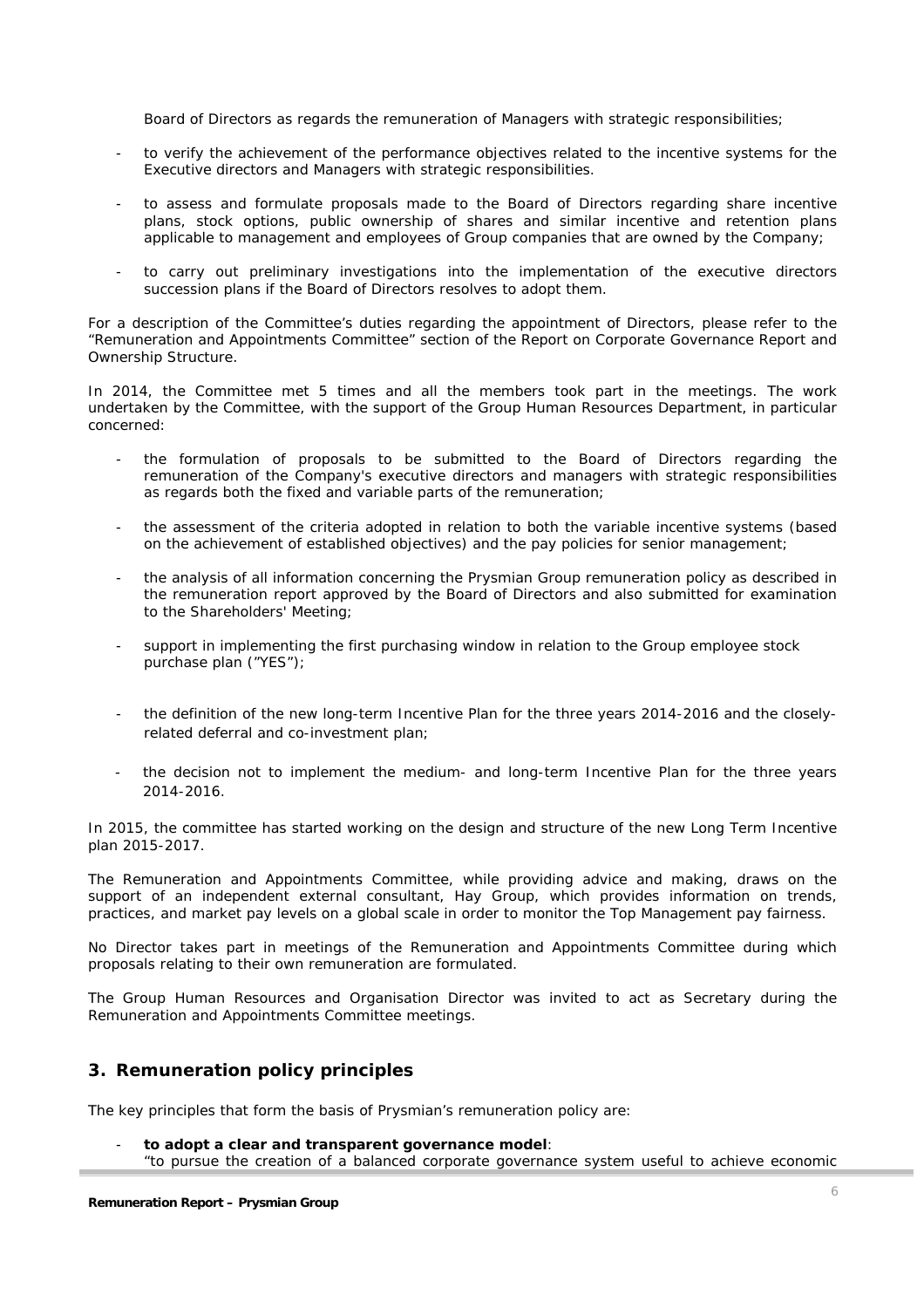Board of Directors as regards the remuneration of Managers with strategic responsibilities;

- to verify the achievement of the performance objectives related to the incentive systems for the Executive directors and Managers with strategic responsibilities.
- to assess and formulate proposals made to the Board of Directors regarding share incentive plans, stock options, public ownership of shares and similar incentive and retention plans applicable to management and employees of Group companies that are owned by the Company;
- to carry out preliminary investigations into the implementation of the executive directors succession plans if the Board of Directors resolves to adopt them.

For a description of the Committee's duties regarding the appointment of Directors, please refer to the "Remuneration and Appointments Committee" section of the Report on Corporate Governance Report and Ownership Structure.

In 2014, the Committee met 5 times and all the members took part in the meetings. The work undertaken by the Committee, with the support of the Group Human Resources Department, in particular concerned:

- the formulation of proposals to be submitted to the Board of Directors regarding the remuneration of the Company's executive directors and managers with strategic responsibilities as regards both the fixed and variable parts of the remuneration;
- the assessment of the criteria adopted in relation to both the variable incentive systems (based on the achievement of established objectives) and the pay policies for senior management;
- the analysis of all information concerning the Prysmian Group remuneration policy as described in the remuneration report approved by the Board of Directors and also submitted for examination to the Shareholders' Meeting;
- support in implementing the first purchasing window in relation to the Group employee stock purchase plan ("YES");
- the definition of the new long-term Incentive Plan for the three years 2014-2016 and the closely-related deferral and co-investment plan;
- the decision not to implement the medium- and long-term Incentive Plan for the three years 2014-2016.

In 2015, the committee has started working on the design and structure of the new Long Term Incentive plan 2015-2017.

The Remuneration and Appointments Committee, while providing advice and making, draws on the support of an independent external consultant, Hay Group, which provides information on trends, practices, and market pay levels on a global scale in order to monitor the Top Management pay fairness.

No Director takes part in meetings of the Remuneration and Appointments Committee during which proposals relating to their own remuneration are formulated.

The Group Human Resources and Organisation Director was invited to act as Secretary during the Remuneration and Appointments Committee meetings.

## 3. Remuneration policy principles

The key principles that form the basis of Prysmian's remuneration policy are:

- **to adopt a clear and transparent governance model**:
  "to pursue the creation of a balanced corporate governance system useful to achieve economic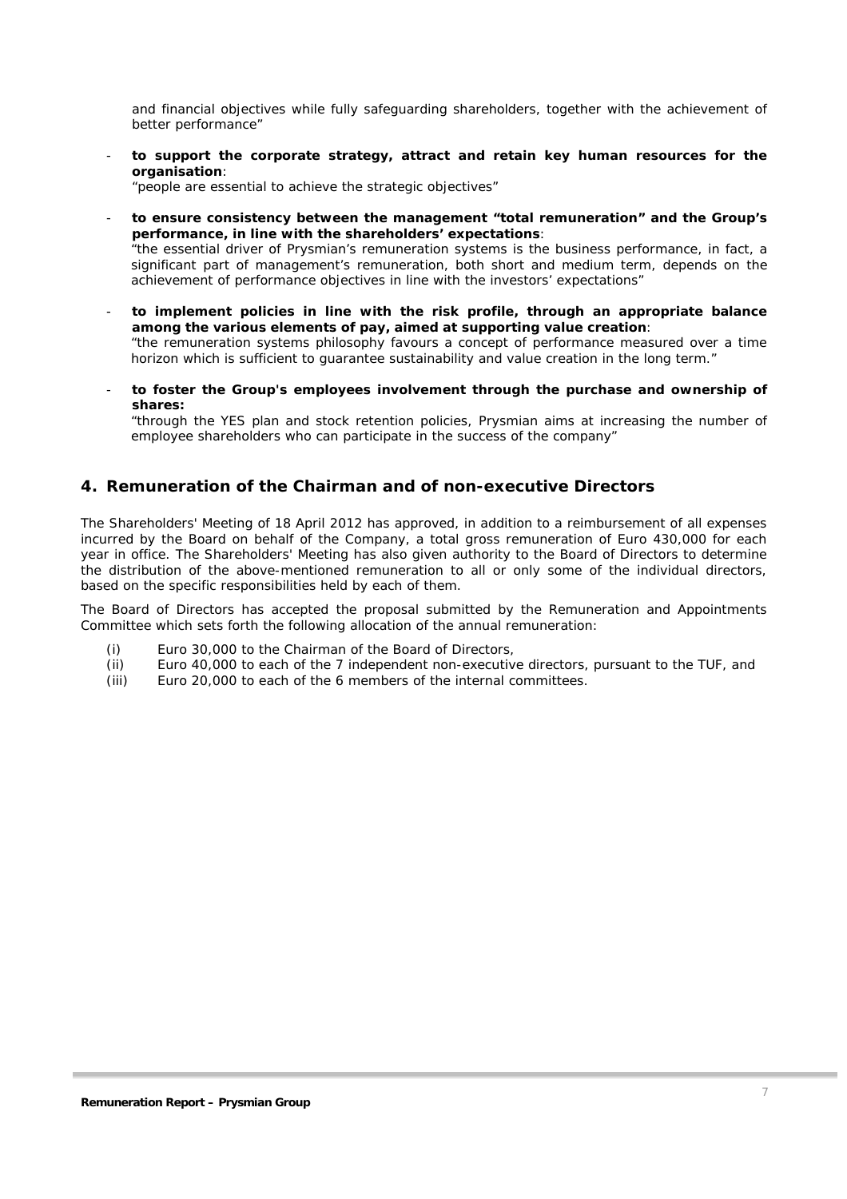and financial objectives while fully safeguarding shareholders, together with the achievement of better performance"

- **to support the corporate strategy, attract and retain key human resources for the organisation**:
  "people are essential to achieve the strategic objectives"

- **to ensure consistency between the management "total remuneration" and the Group's performance, in line with the shareholders' expectations**:
  "the essential driver of Prysmian's remuneration systems is the business performance, in fact, a significant part of management's remuneration, both short and medium term, depends on the achievement of performance objectives in line with the investors' expectations"

- **to implement policies in line with the risk profile, through an appropriate balance among the various elements of pay, aimed at supporting value creation**:
  "the remuneration systems philosophy favours a concept of performance measured over a time horizon which is sufficient to guarantee sustainability and value creation in the long term."

- **to foster the Group's employees involvement through the purchase and ownership of shares:**
  "through the YES plan and stock retention policies, Prysmian aims at increasing the number of employee shareholders who can participate in the success of the company"

## 4. Remuneration of the Chairman and of non-executive Directors

The Shareholders' Meeting of 18 April 2012 has approved, in addition to a reimbursement of all expenses incurred by the Board on behalf of the Company, a total gross remuneration of Euro 430,000 for each year in office. The Shareholders' Meeting has also given authority to the Board of Directors to determine the distribution of the above-mentioned remuneration to all or only some of the individual directors, based on the specific responsibilities held by each of them.

The Board of Directors has accepted the proposal submitted by the Remuneration and Appointments Committee which sets forth the following allocation of the annual remuneration:

(i) Euro 30,000 to the Chairman of the Board of Directors,
(ii) Euro 40,000 to each of the 7 independent non-executive directors, pursuant to the TUF, and
(iii) Euro 20,000 to each of the 6 members of the internal committees.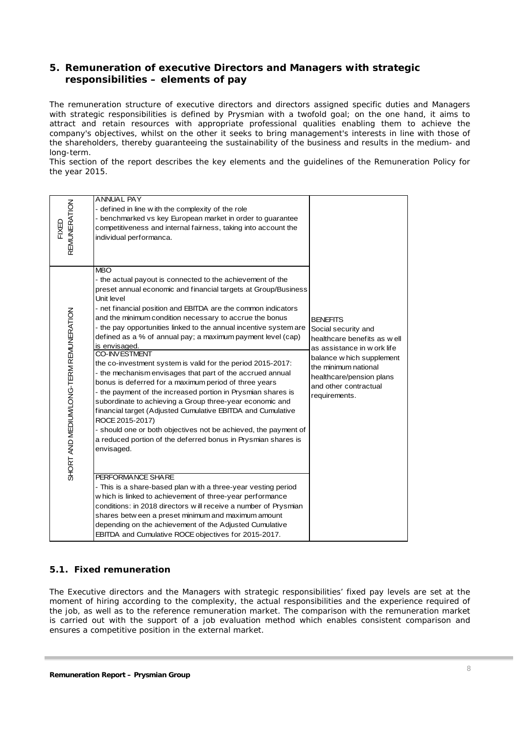## 5. Remuneration of executive Directors and Managers with strategic responsibilities – elements of pay

The remuneration structure of executive directors and directors assigned specific duties and Managers with strategic responsibilities is defined by Prysmian with a twofold goal; on the one hand, it aims to attract and retain resources with appropriate professional qualities enabling them to achieve the company's objectives, whilst on the other it seeks to bring management's interests in line with those of the shareholders, thereby guaranteeing the sustainability of the business and results in the medium- and long-term.

This section of the report describes the key elements and the guidelines of the Remuneration Policy for the year 2015.

| | | |
|---|---|---|
| FIXED REMUNERATION | ANNUAL PAY<br>- defined in line with the complexity of the role<br>- benchmarked vs key European market in order to guarantee competitiveness and internal fairness, taking into account the individual performanca. | BENEFITS<br>Social security and healthcare benefits as well as assistance in work life balance which supplement the minimum national healthcare/pension plans and other contractual requirements. |
| SHORT AND MEDIUM/LONG-TERM REMUNERATION | MBO<br>- the actual payout is connected to the achievement of the preset annual economic and financial targets at Group/Business Unit level<br>- net financial position and EBITDA are the common indicators and the minimum condition necessary to accrue the bonus<br>- the pay opportunities linked to the annual incentive system are defined as a % of annual pay; a maximum payment level (cap) is envisaged. | |
| | CO-INVESTMENT<br>the co-investment system is valid for the period 2015-2017:<br>- the mechanism envisages that part of the accrued annual bonus is deferred for a maximum period of three years<br>- the payment of the increased portion in Prysmian shares is subordinate to achieving a Group three-year economic and financial target (Adjusted Cumulative EBITDA and Cumulative ROCE 2015-2017)<br>- should one or both objectives not be achieved, the payment of a reduced portion of the deferred bonus in Prysmian shares is envisaged. | |
| | PERFORMANCE SHARE<br>- This is a share-based plan with a three-year vesting period which is linked to achievement of three-year performance conditions: in 2018 directors will receive a number of Prysmian shares between a preset minimum and maximum amount depending on the achievement of the Adjusted Cumulative EBITDA and Cumulative ROCE objectives for 2015-2017. | |

### 5.1. Fixed remuneration

The Executive directors and the Managers with strategic responsibilities' fixed pay levels are set at the moment of hiring according to the complexity, the actual responsibilities and the experience required of the job, as well as to the reference remuneration market. The comparison with the remuneration market is carried out with the support of a job evaluation method which enables consistent comparison and ensures a competitive position in the external market.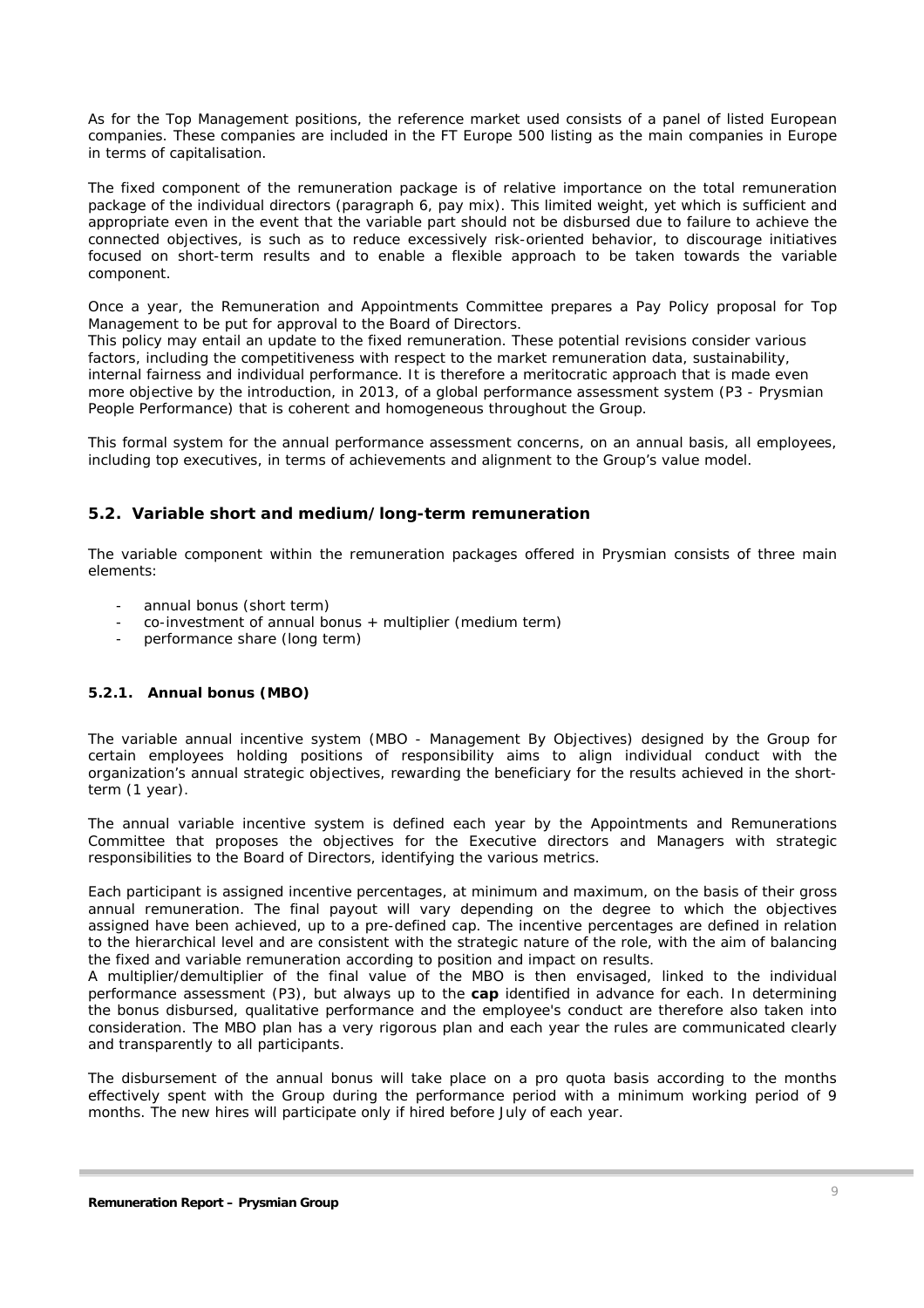As for the Top Management positions, the reference market used consists of a panel of listed European companies. These companies are included in the FT Europe 500 listing as the main companies in Europe in terms of capitalisation.

The fixed component of the remuneration package is of relative importance on the total remuneration package of the individual directors (paragraph 6, pay mix). This limited weight, yet which is sufficient and appropriate even in the event that the variable part should not be disbursed due to failure to achieve the connected objectives, is such as to reduce excessively risk-oriented behavior, to discourage initiatives focused on short-term results and to enable a flexible approach to be taken towards the variable component.

Once a year, the Remuneration and Appointments Committee prepares a Pay Policy proposal for Top Management to be put for approval to the Board of Directors.
This policy may entail an update to the fixed remuneration. These potential revisions consider various factors, including the competitiveness with respect to the market remuneration data, sustainability, internal fairness and individual performance. It is therefore a meritocratic approach that is made even more objective by the introduction, in 2013, of a global performance assessment system (P3 - Prysmian People Performance) that is coherent and homogeneous throughout the Group.

This formal system for the annual performance assessment concerns, on an annual basis, all employees, including top executives, in terms of achievements and alignment to the Group's value model.

## 5.2. Variable short and medium/long-term remuneration

The variable component within the remuneration packages offered in Prysmian consists of three main elements:

- annual bonus (short term)
- co-investment of annual bonus + multiplier (medium term)
- performance share (long term)

### 5.2.1. Annual bonus (MBO)

The variable annual incentive system (MBO - Management By Objectives) designed by the Group for certain employees holding positions of responsibility aims to align individual conduct with the organization's annual strategic objectives, rewarding the beneficiary for the results achieved in the short-term (1 year).

The annual variable incentive system is defined each year by the Appointments and Remunerations Committee that proposes the objectives for the Executive directors and Managers with strategic responsibilities to the Board of Directors, identifying the various metrics.

Each participant is assigned incentive percentages, at minimum and maximum, on the basis of their gross annual remuneration. The final payout will vary depending on the degree to which the objectives assigned have been achieved, up to a pre-defined cap. The incentive percentages are defined in relation to the hierarchical level and are consistent with the strategic nature of the role, with the aim of balancing the fixed and variable remuneration according to position and impact on results.
A multiplier/demultiplier of the final value of the MBO is then envisaged, linked to the individual performance assessment (P3), but always up to the **cap** identified in advance for each. In determining the bonus disbursed, qualitative performance and the employee's conduct are therefore also taken into consideration. The MBO plan has a very rigorous plan and each year the rules are communicated clearly and transparently to all participants.

The disbursement of the annual bonus will take place on a pro quota basis according to the months effectively spent with the Group during the performance period with a minimum working period of 9 months. The new hires will participate only if hired before July of each year.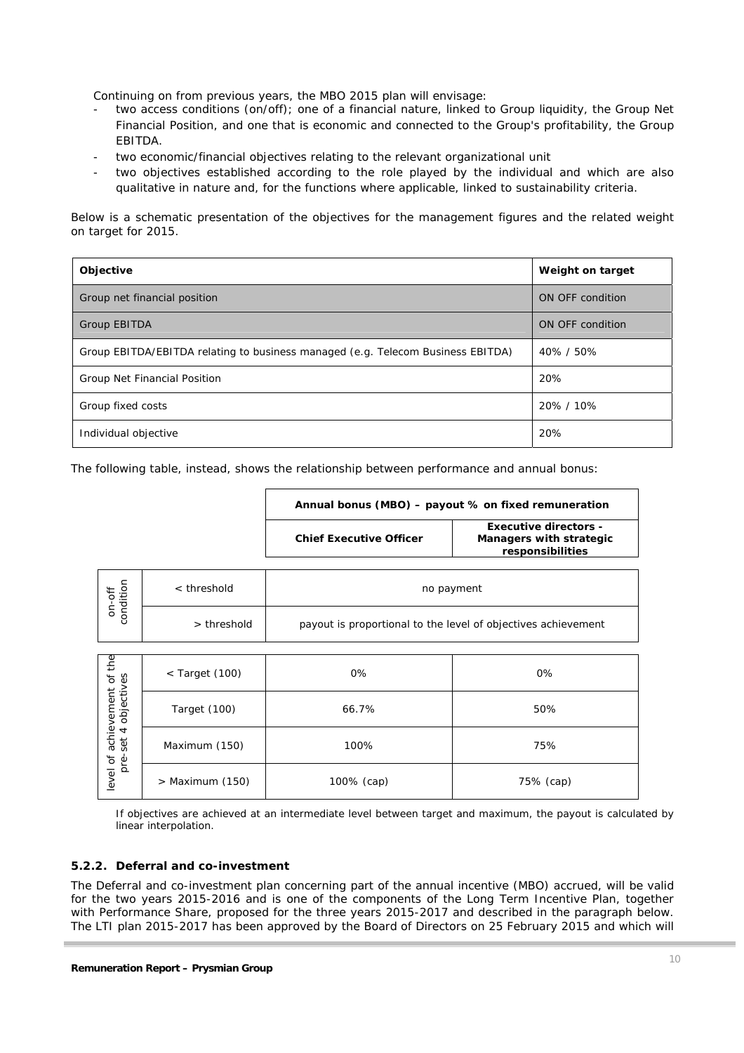Continuing on from previous years, the MBO 2015 plan will envisage:

- two access conditions (on/off); one of a financial nature, linked to Group liquidity, the Group Net Financial Position, and one that is economic and connected to the Group's profitability, the Group EBITDA.
- two economic/financial objectives relating to the relevant organizational unit
- two objectives established according to the role played by the individual and which are also qualitative in nature and, for the functions where applicable, linked to sustainability criteria.

Below is a schematic presentation of the objectives for the management figures and the related weight on target for 2015.

| Objective | Weight on target |
|---|---|
| Group net financial position | ON OFF condition |
| Group EBITDA | ON OFF condition |
| Group EBITDA/EBITDA relating to business managed (e.g. Telecom Business EBITDA) | 40% / 50% |
| Group Net Financial Position | 20% |
| Group fixed costs | 20% / 10% |
| Individual objective | 20% |

The following table, instead, shows the relationship between performance and annual bonus:

| | | Annual bonus (MBO) – payout % on fixed remuneration | |
|---|---|---|---|
| | | **Chief Executive Officer** | **Executive directors - Managers with strategic responsibilities** |
| on-off condition | < threshold | no payment | |
| | > threshold | payout is proportional to the level of objectives achievement | |
| level of achievement of the pre-set 4 objectives | < Target (100) | 0% | 0% |
| | Target (100) | 66.7% | 50% |
| | Maximum (150) | 100% | 75% |
| | > Maximum (150) | 100% (cap) | 75% (cap) |

If objectives are achieved at an intermediate level between target and maximum, the payout is calculated by linear interpolation.

### 5.2.2. Deferral and co-investment

The Deferral and co-investment plan concerning part of the annual incentive (MBO) accrued, will be valid for the two years 2015-2016 and is one of the components of the Long Term Incentive Plan, together with Performance Share, proposed for the three years 2015-2017 and described in the paragraph below. The LTI plan 2015-2017 has been approved by the Board of Directors on 25 February 2015 and which will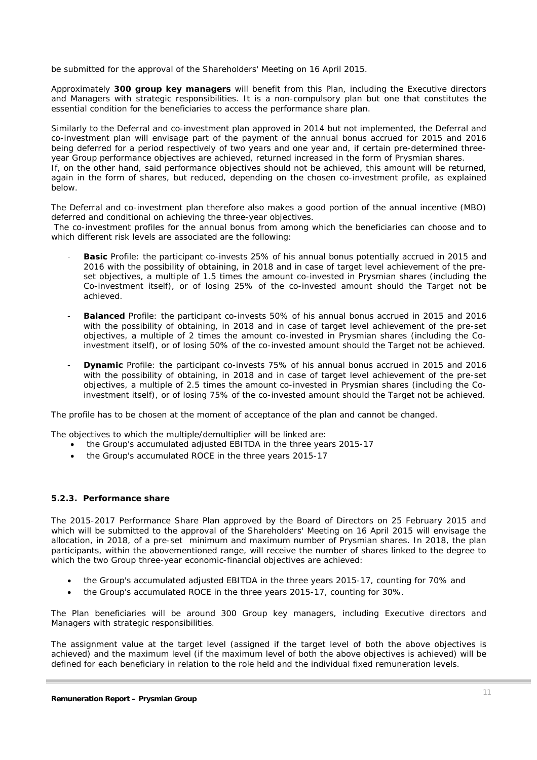be submitted for the approval of the Shareholders' Meeting on 16 April 2015.

Approximately **300 group key managers** will benefit from this Plan, including the Executive directors and Managers with strategic responsibilities. It is a non-compulsory plan but one that constitutes the essential condition for the beneficiaries to access the performance share plan.

Similarly to the Deferral and co-investment plan approved in 2014 but not implemented, the Deferral and co-investment plan will envisage part of the payment of the annual bonus accrued for 2015 and 2016 being deferred for a period respectively of two years and one year and, if certain pre-determined three-year Group performance objectives are achieved, returned increased in the form of Prysmian shares.
If, on the other hand, said performance objectives should not be achieved, this amount will be returned, again in the form of shares, but reduced, depending on the chosen co-investment profile, as explained below.

The Deferral and co-investment plan therefore also makes a good portion of the annual incentive (MBO) deferred and conditional on achieving the three-year objectives.
The co-investment profiles for the annual bonus from among which the beneficiaries can choose and to which different risk levels are associated are the following:

- **Basic** Profile: the participant co-invests 25% of his annual bonus potentially accrued in 2015 and 2016 with the possibility of obtaining, in 2018 and in case of target level achievement of the pre-set objectives, a multiple of 1.5 times the amount co-invested in Prysmian shares (including the Co-investment itself), or of losing 25% of the co-invested amount should the Target not be achieved.

- **Balanced** Profile: the participant co-invests 50% of his annual bonus accrued in 2015 and 2016 with the possibility of obtaining, in 2018 and in case of target level achievement of the pre-set objectives, a multiple of 2 times the amount co-invested in Prysmian shares (including the Co-investment itself), or of losing 50% of the co-invested amount should the Target not be achieved.

- **Dynamic** Profile: the participant co-invests 75% of his annual bonus accrued in 2015 and 2016 with the possibility of obtaining, in 2018 and in case of target level achievement of the pre-set objectives, a multiple of 2.5 times the amount co-invested in Prysmian shares (including the Co-investment itself), or of losing 75% of the co-invested amount should the Target not be achieved.

The profile has to be chosen at the moment of acceptance of the plan and cannot be changed.

The objectives to which the multiple/demultiplier will be linked are:

- the Group's accumulated adjusted EBITDA in the three years 2015-17
- the Group's accumulated ROCE in the three years 2015-17

### 5.2.3. Performance share

The 2015-2017 Performance Share Plan approved by the Board of Directors on 25 February 2015 and which will be submitted to the approval of the Shareholders' Meeting on 16 April 2015 will envisage the allocation, in 2018, of a pre-set minimum and maximum number of Prysmian shares. In 2018, the plan participants, within the abovementioned range, will receive the number of shares linked to the degree to which the two Group three-year economic-financial objectives are achieved:

- the Group's accumulated adjusted EBITDA in the three years 2015-17, counting for 70% and
- the Group's accumulated ROCE in the three years 2015-17, counting for 30%.

The Plan beneficiaries will be around 300 Group key managers, including Executive directors and Managers with strategic responsibilities.

The assignment value at the target level (assigned if the target level of both the above objectives is achieved) and the maximum level (if the maximum level of both the above objectives is achieved) will be defined for each beneficiary in relation to the role held and the individual fixed remuneration levels.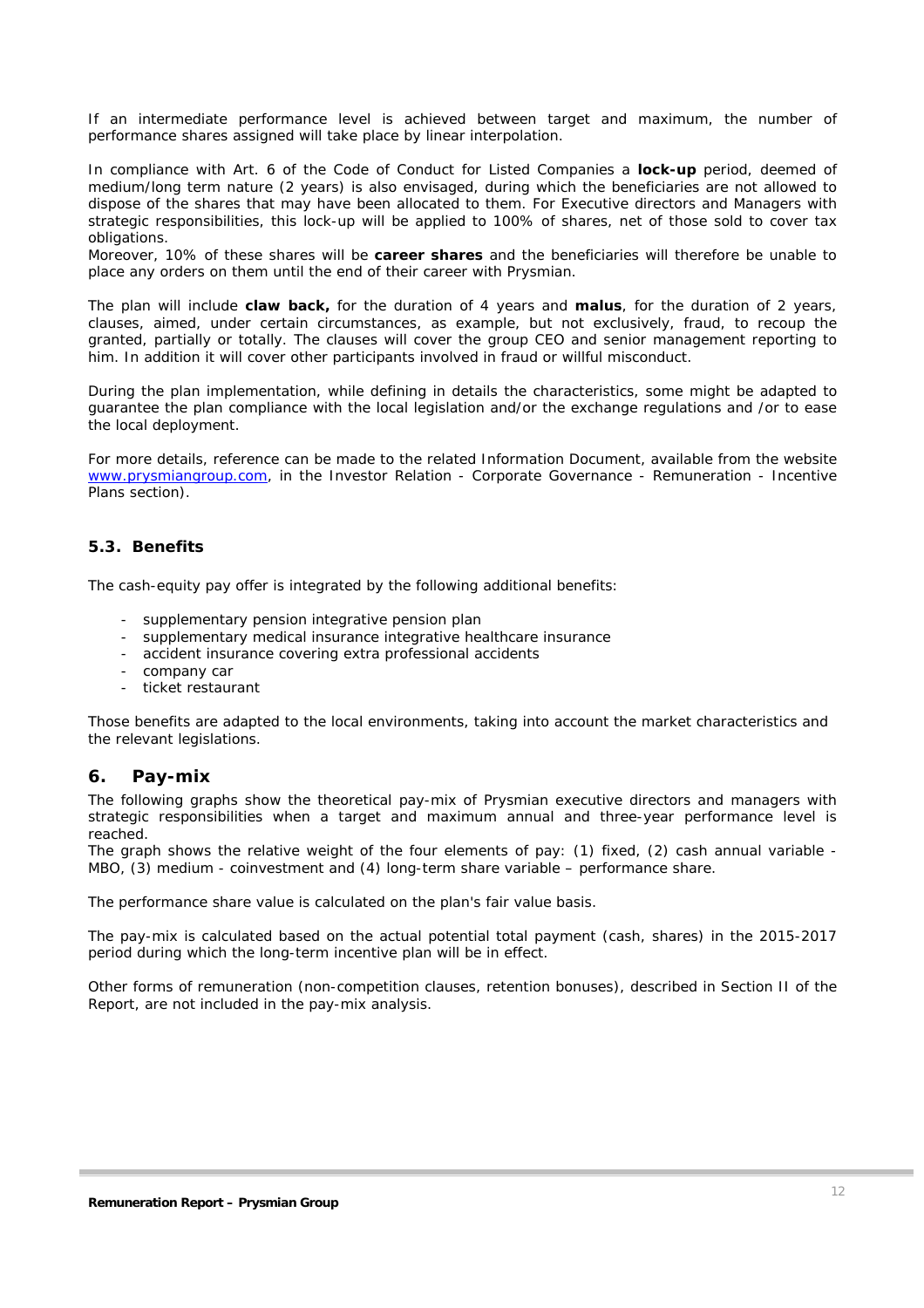If an intermediate performance level is achieved between target and maximum, the number of performance shares assigned will take place by linear interpolation.

In compliance with Art. 6 of the Code of Conduct for Listed Companies a **lock-up** period, deemed of medium/long term nature (2 years) is also envisaged, during which the beneficiaries are not allowed to dispose of the shares that may have been allocated to them. For Executive directors and Managers with strategic responsibilities, this lock-up will be applied to 100% of shares, net of those sold to cover tax obligations.
Moreover, 10% of these shares will be **career shares** and the beneficiaries will therefore be unable to place any orders on them until the end of their career with Prysmian.

The plan will include **claw back,** for the duration of 4 years and **malus**, for the duration of 2 years, clauses, aimed, under certain circumstances, as example, but not exclusively, fraud, to recoup the granted, partially or totally. The clauses will cover the group CEO and senior management reporting to him. In addition it will cover other participants involved in fraud or willful misconduct.

During the plan implementation, while defining in details the characteristics, some might be adapted to guarantee the plan compliance with the local legislation and/or the exchange regulations and /or to ease the local deployment.

For more details, reference can be made to the related Information Document, available from the website www.prysmiangroup.com, in the Investor Relation - Corporate Governance - Remuneration - Incentive Plans section).

### 5.3. Benefits

The cash-equity pay offer is integrated by the following additional benefits:

- supplementary pension integrative pension plan
- supplementary medical insurance integrative healthcare insurance
- accident insurance covering extra professional accidents
- company car
- ticket restaurant

Those benefits are adapted to the local environments, taking into account the market characteristics and the relevant legislations.

## 6. Pay-mix

The following graphs show the theoretical pay-mix of Prysmian executive directors and managers with strategic responsibilities when a target and maximum annual and three-year performance level is reached.
The graph shows the relative weight of the four elements of pay: (1) fixed, (2) cash annual variable - MBO, (3) medium - coinvestment and (4) long-term share variable – performance share.

The performance share value is calculated on the plan's fair value basis.

The pay-mix is calculated based on the actual potential total payment (cash, shares) in the 2015-2017 period during which the long-term incentive plan will be in effect.

Other forms of remuneration (non-competition clauses, retention bonuses), described in Section II of the Report, are not included in the pay-mix analysis.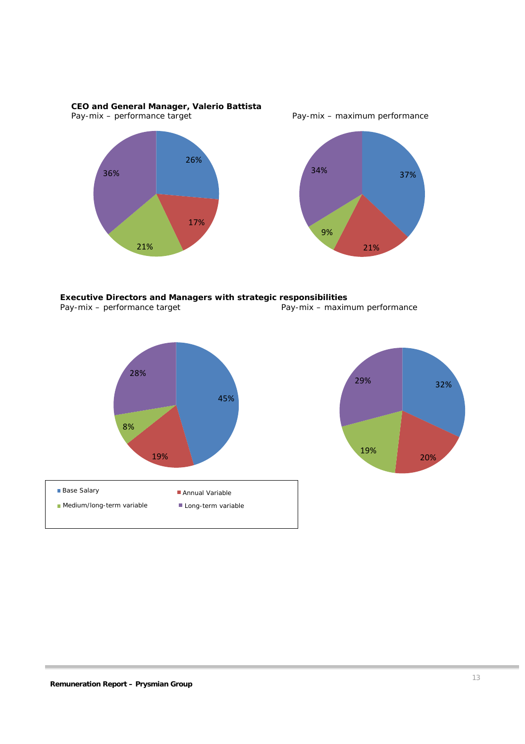**CEO and General Manager, Valerio Battista**

Pay-mix – performance target

| Component | % |
|---|---|
| Base Salary | 26% |
| Annual Variable | 17% |
| Medium/long-term variable | 21% |
| Long-term variable | 36% |

Pay-mix – maximum performance

| Component | % |
|---|---|
| Base Salary | 37% |
| Annual Variable | 21% |
| Medium/long-term variable | 9% |
| Long-term variable | 34% |

**Executive Directors and Managers with strategic responsibilities**

Pay-mix – performance target

| Component | % |
|---|---|
| Base Salary | 45% |
| Annual Variable | 19% |
| Medium/long-term variable | 8% |
| Long-term variable | 28% |

Pay-mix – maximum performance

| Component | % |
|---|---|
| Base Salary | 32% |
| Annual Variable | 20% |
| Medium/long-term variable | 19% |
| Long-term variable | 29% |

- Base Salary
- Annual Variable
- Medium/long-term variable
- Long-term variable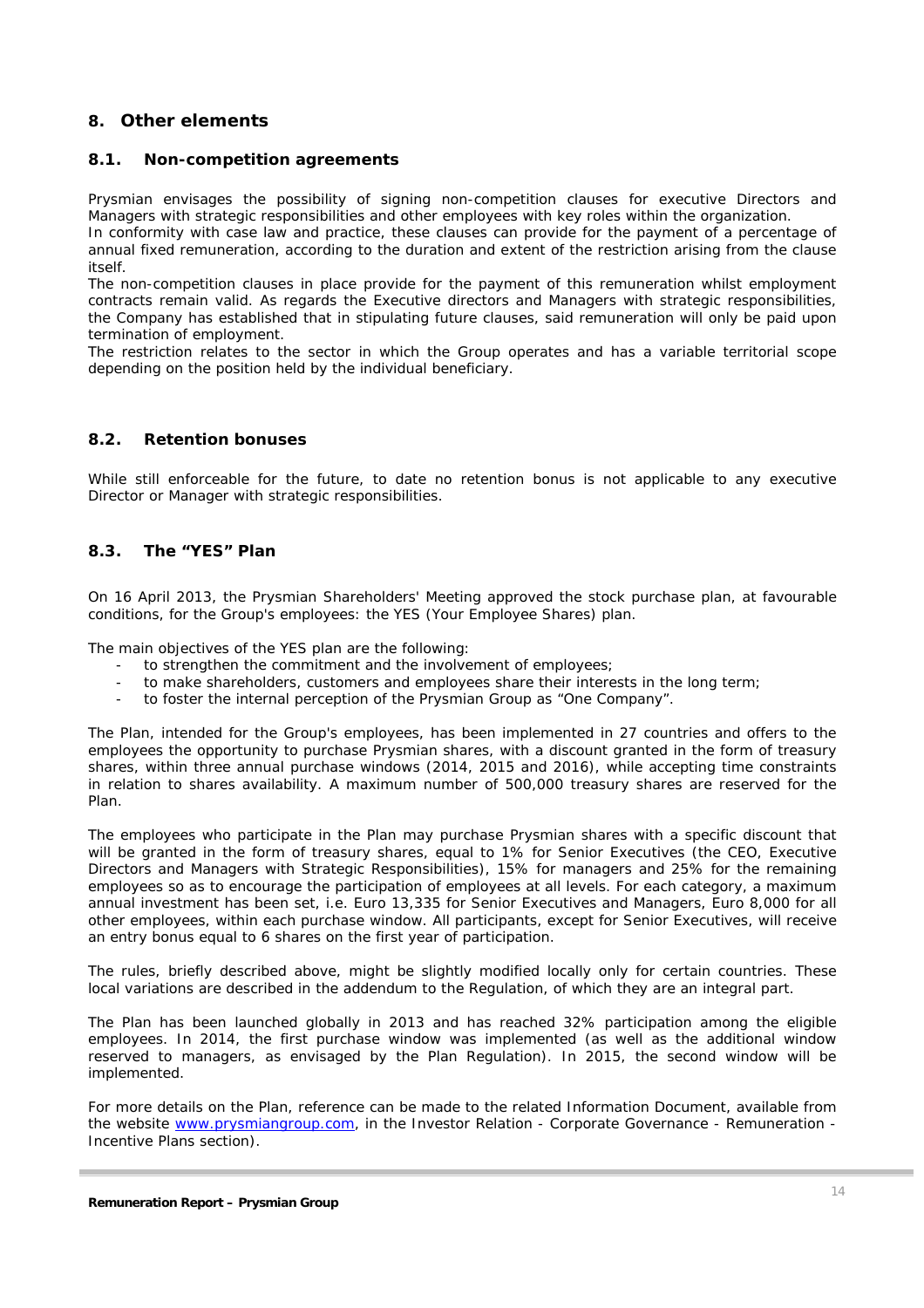## 8. Other elements

### 8.1. Non-competition agreements

Prysmian envisages the possibility of signing non-competition clauses for executive Directors and Managers with strategic responsibilities and other employees with key roles within the organization.
In conformity with case law and practice, these clauses can provide for the payment of a percentage of annual fixed remuneration, according to the duration and extent of the restriction arising from the clause itself.
The non-competition clauses in place provide for the payment of this remuneration whilst employment contracts remain valid. As regards the Executive directors and Managers with strategic responsibilities, the Company has established that in stipulating future clauses, said remuneration will only be paid upon termination of employment.
The restriction relates to the sector in which the Group operates and has a variable territorial scope depending on the position held by the individual beneficiary.

### 8.2. Retention bonuses

While still enforceable for the future, to date no retention bonus is not applicable to any executive Director or Manager with strategic responsibilities.

### 8.3. The "YES" Plan

On 16 April 2013, the Prysmian Shareholders' Meeting approved the stock purchase plan, at favourable conditions, for the Group's employees: the YES (Your Employee Shares) plan.

The main objectives of the YES plan are the following:

- to strengthen the commitment and the involvement of employees;
- to make shareholders, customers and employees share their interests in the long term;
- to foster the internal perception of the Prysmian Group as "One Company".

The Plan, intended for the Group's employees, has been implemented in 27 countries and offers to the employees the opportunity to purchase Prysmian shares, with a discount granted in the form of treasury shares, within three annual purchase windows (2014, 2015 and 2016), while accepting time constraints in relation to shares availability. A maximum number of 500,000 treasury shares are reserved for the Plan.

The employees who participate in the Plan may purchase Prysmian shares with a specific discount that will be granted in the form of treasury shares, equal to 1% for Senior Executives (the CEO, Executive Directors and Managers with Strategic Responsibilities), 15% for managers and 25% for the remaining employees so as to encourage the participation of employees at all levels. For each category, a maximum annual investment has been set, i.e. Euro 13,335 for Senior Executives and Managers, Euro 8,000 for all other employees, within each purchase window. All participants, except for Senior Executives, will receive an entry bonus equal to 6 shares on the first year of participation.

The rules, briefly described above, might be slightly modified locally only for certain countries. These local variations are described in the addendum to the Regulation, of which they are an integral part.

The Plan has been launched globally in 2013 and has reached 32% participation among the eligible employees. In 2014, the first purchase window was implemented (as well as the additional window reserved to managers, as envisaged by the Plan Regulation). In 2015, the second window will be implemented.

For more details on the Plan, reference can be made to the related Information Document, available from the website www.prysmiangroup.com, in the Investor Relation - Corporate Governance - Remuneration - Incentive Plans section).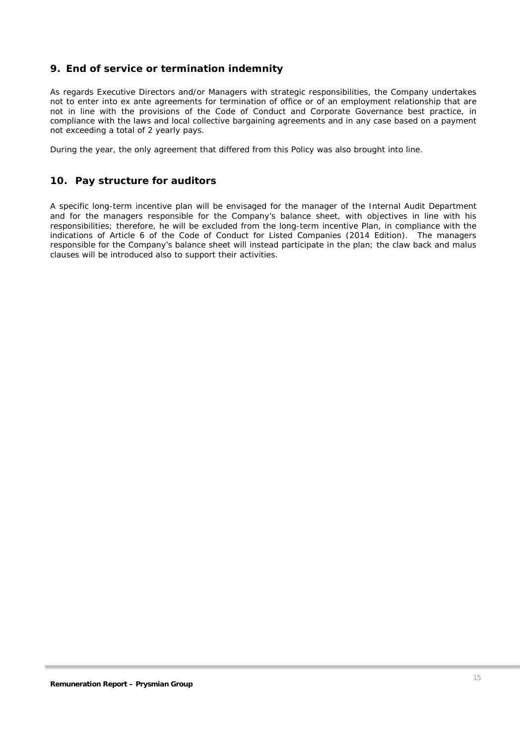## 9. End of service or termination indemnity

As regards Executive Directors and/or Managers with strategic responsibilities, the Company undertakes not to enter into ex ante agreements for termination of office or of an employment relationship that are not in line with the provisions of the Code of Conduct and Corporate Governance best practice, in compliance with the laws and local collective bargaining agreements and in any case based on a payment not exceeding a total of 2 yearly pays.

During the year, the only agreement that differed from this Policy was also brought into line.

## 10. Pay structure for auditors

A specific long-term incentive plan will be envisaged for the manager of the Internal Audit Department and for the managers responsible for the Company's balance sheet, with objectives in line with his responsibilities; therefore, he will be excluded from the long-term incentive Plan, in compliance with the indications of Article 6 of the Code of Conduct for Listed Companies (2014 Edition). The managers responsible for the Company's balance sheet will instead participate in the plan; the claw back and malus clauses will be introduced also to support their activities.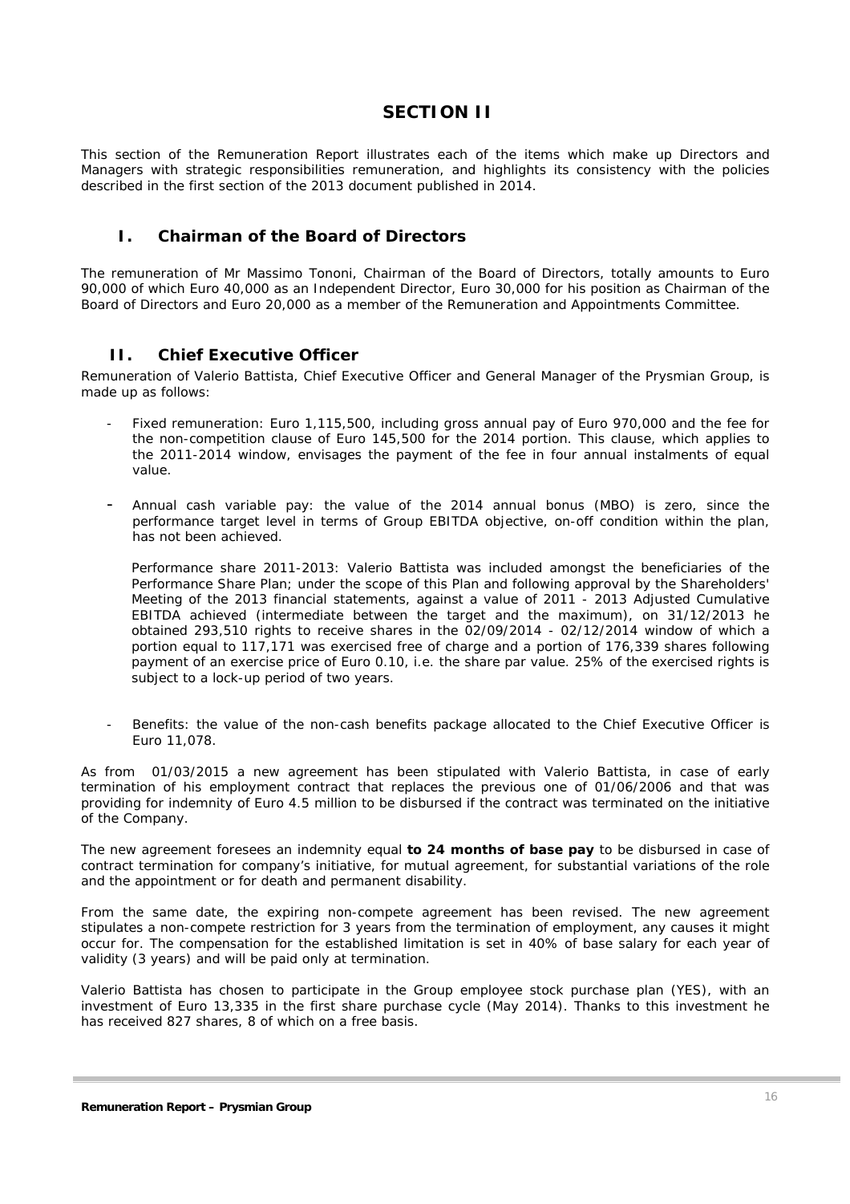# SECTION II

This section of the Remuneration Report illustrates each of the items which make up Directors and Managers with strategic responsibilities remuneration, and highlights its consistency with the policies described in the first section of the 2013 document published in 2014.

## I. Chairman of the Board of Directors

The remuneration of Mr Massimo Tononi, Chairman of the Board of Directors, totally amounts to Euro 90,000 of which Euro 40,000 as an Independent Director, Euro 30,000 for his position as Chairman of the Board of Directors and Euro 20,000 as a member of the Remuneration and Appointments Committee.

## II. Chief Executive Officer

Remuneration of Valerio Battista, Chief Executive Officer and General Manager of the Prysmian Group, is made up as follows:

- Fixed remuneration: Euro 1,115,500, including gross annual pay of Euro 970,000 and the fee for the non-competition clause of Euro 145,500 for the 2014 portion. This clause, which applies to the 2011-2014 window, envisages the payment of the fee in four annual instalments of equal value.
- Annual cash variable pay: the value of the 2014 annual bonus (MBO) is zero, since the performance target level in terms of Group EBITDA objective, on-off condition within the plan, has not been achieved.

  Performance share 2011-2013: Valerio Battista was included amongst the beneficiaries of the Performance Share Plan; under the scope of this Plan and following approval by the Shareholders' Meeting of the 2013 financial statements, against a value of 2011 - 2013 Adjusted Cumulative EBITDA achieved (intermediate between the target and the maximum), on 31/12/2013 he obtained 293,510 rights to receive shares in the 02/09/2014 - 02/12/2014 window of which a portion equal to 117,171 was exercised free of charge and a portion of 176,339 shares following payment of an exercise price of Euro 0.10, i.e. the share par value. 25% of the exercised rights is subject to a lock-up period of two years.

- Benefits: the value of the non-cash benefits package allocated to the Chief Executive Officer is Euro 11,078.

As from 01/03/2015 a new agreement has been stipulated with Valerio Battista, in case of early termination of his employment contract that replaces the previous one of 01/06/2006 and that was providing for indemnity of Euro 4.5 million to be disbursed if the contract was terminated on the initiative of the Company.

The new agreement foresees an indemnity equal **to 24 months of base pay** to be disbursed in case of contract termination for company's initiative, for mutual agreement, for substantial variations of the role and the appointment or for death and permanent disability.

From the same date, the expiring non-compete agreement has been revised. The new agreement stipulates a non-compete restriction for 3 years from the termination of employment, any causes it might occur for. The compensation for the established limitation is set in 40% of base salary for each year of validity (3 years) and will be paid only at termination.

Valerio Battista has chosen to participate in the Group employee stock purchase plan (YES), with an investment of Euro 13,335 in the first share purchase cycle (May 2014). Thanks to this investment he has received 827 shares, 8 of which on a free basis.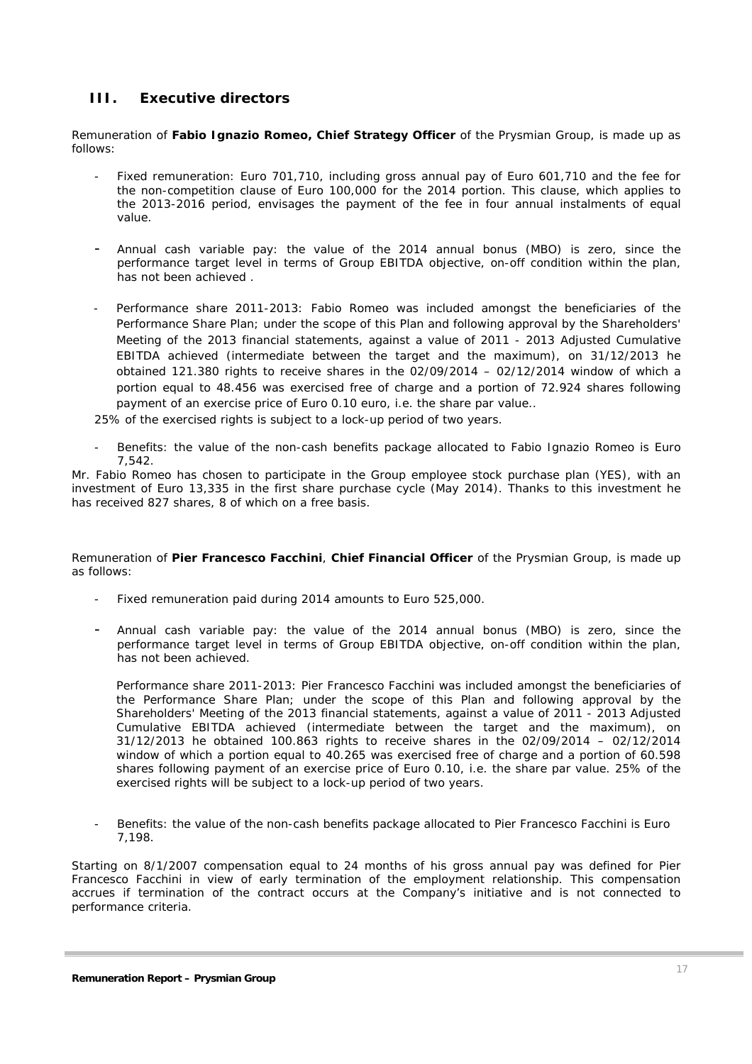## III. Executive directors

Remuneration of **Fabio Ignazio Romeo, Chief Strategy Officer** of the Prysmian Group, is made up as follows:

- Fixed remuneration: Euro 701,710, including gross annual pay of Euro 601,710 and the fee for the non-competition clause of Euro 100,000 for the 2014 portion. This clause, which applies to the 2013-2016 period, envisages the payment of the fee in four annual instalments of equal value.

- Annual cash variable pay: the value of the 2014 annual bonus (MBO) is zero, since the performance target level in terms of Group EBITDA objective, on-off condition within the plan, has not been achieved .

- Performance share 2011-2013: Fabio Romeo was included amongst the beneficiaries of the Performance Share Plan; under the scope of this Plan and following approval by the Shareholders' Meeting of the 2013 financial statements, against a value of 2011 - 2013 Adjusted Cumulative EBITDA achieved (intermediate between the target and the maximum), on 31/12/2013 he obtained 121.380 rights to receive shares in the 02/09/2014 – 02/12/2014 window of which a portion equal to 48.456 was exercised free of charge and a portion of 72.924 shares following payment of an exercise price of Euro 0.10 euro, i.e. the share par value..

25% of the exercised rights is subject to a lock-up period of two years.

- Benefits: the value of the non-cash benefits package allocated to Fabio Ignazio Romeo is Euro 7,542.

Mr. Fabio Romeo has chosen to participate in the Group employee stock purchase plan (YES), with an investment of Euro 13,335 in the first share purchase cycle (May 2014). Thanks to this investment he has received 827 shares, 8 of which on a free basis.

Remuneration of **Pier Francesco Facchini**, **Chief Financial Officer** of the Prysmian Group, is made up as follows:

- Fixed remuneration paid during 2014 amounts to Euro 525,000.

- Annual cash variable pay: the value of the 2014 annual bonus (MBO) is zero, since the performance target level in terms of Group EBITDA objective, on-off condition within the plan, has not been achieved.

  Performance share 2011-2013: Pier Francesco Facchini was included amongst the beneficiaries of the Performance Share Plan; under the scope of this Plan and following approval by the Shareholders' Meeting of the 2013 financial statements, against a value of 2011 - 2013 Adjusted Cumulative EBITDA achieved (intermediate between the target and the maximum), on 31/12/2013 he obtained 100.863 rights to receive shares in the 02/09/2014 – 02/12/2014 window of which a portion equal to 40.265 was exercised free of charge and a portion of 60.598 shares following payment of an exercise price of Euro 0.10, i.e. the share par value. 25% of the exercised rights will be subject to a lock-up period of two years.

- Benefits: the value of the non-cash benefits package allocated to Pier Francesco Facchini is Euro 7,198.

Starting on 8/1/2007 compensation equal to 24 months of his gross annual pay was defined for Pier Francesco Facchini in view of early termination of the employment relationship. This compensation accrues if termination of the contract occurs at the Company's initiative and is not connected to performance criteria.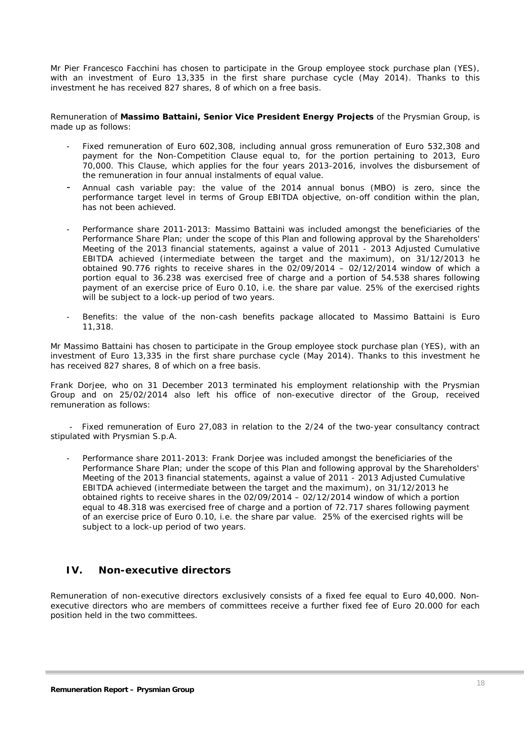Mr Pier Francesco Facchini has chosen to participate in the Group employee stock purchase plan (YES), with an investment of Euro 13,335 in the first share purchase cycle (May 2014). Thanks to this investment he has received 827 shares, 8 of which on a free basis.

Remuneration of **Massimo Battaini, Senior Vice President Energy Projects** of the Prysmian Group, is made up as follows:

- Fixed remuneration of Euro 602,308, including annual gross remuneration of Euro 532,308 and payment for the Non-Competition Clause equal to, for the portion pertaining to 2013, Euro 70,000. This Clause, which applies for the four years 2013-2016, involves the disbursement of the remuneration in four annual instalments of equal value.
- Annual cash variable pay: the value of the 2014 annual bonus (MBO) is zero, since the performance target level in terms of Group EBITDA objective, on-off condition within the plan, has not been achieved.
- Performance share 2011-2013: Massimo Battaini was included amongst the beneficiaries of the Performance Share Plan; under the scope of this Plan and following approval by the Shareholders' Meeting of the 2013 financial statements, against a value of 2011 - 2013 Adjusted Cumulative EBITDA achieved (intermediate between the target and the maximum), on 31/12/2013 he obtained 90.776 rights to receive shares in the 02/09/2014 – 02/12/2014 window of which a portion equal to 36.238 was exercised free of charge and a portion of 54.538 shares following payment of an exercise price of Euro 0.10, i.e. the share par value. 25% of the exercised rights will be subject to a lock-up period of two years.
- Benefits: the value of the non-cash benefits package allocated to Massimo Battaini is Euro 11,318.

Mr Massimo Battaini has chosen to participate in the Group employee stock purchase plan (YES), with an investment of Euro 13,335 in the first share purchase cycle (May 2014). Thanks to this investment he has received 827 shares, 8 of which on a free basis.

Frank Dorjee, who on 31 December 2013 terminated his employment relationship with the Prysmian Group and on 25/02/2014 also left his office of non-executive director of the Group, received remuneration as follows:

- Fixed remuneration of Euro 27,083 in relation to the 2/24 of the two-year consultancy contract stipulated with Prysmian S.p.A.
- Performance share 2011-2013: Frank Dorjee was included amongst the beneficiaries of the Performance Share Plan; under the scope of this Plan and following approval by the Shareholders' Meeting of the 2013 financial statements, against a value of 2011 - 2013 Adjusted Cumulative EBITDA achieved (intermediate between the target and the maximum), on 31/12/2013 he obtained rights to receive shares in the 02/09/2014 – 02/12/2014 window of which a portion equal to 48.318 was exercised free of charge and a portion of 72.717 shares following payment of an exercise price of Euro 0.10, i.e. the share par value. 25% of the exercised rights will be subject to a lock-up period of two years.

## IV. Non-executive directors

Remuneration of non-executive directors exclusively consists of a fixed fee equal to Euro 40,000. Non-executive directors who are members of committees receive a further fixed fee of Euro 20.000 for each position held in the two committees.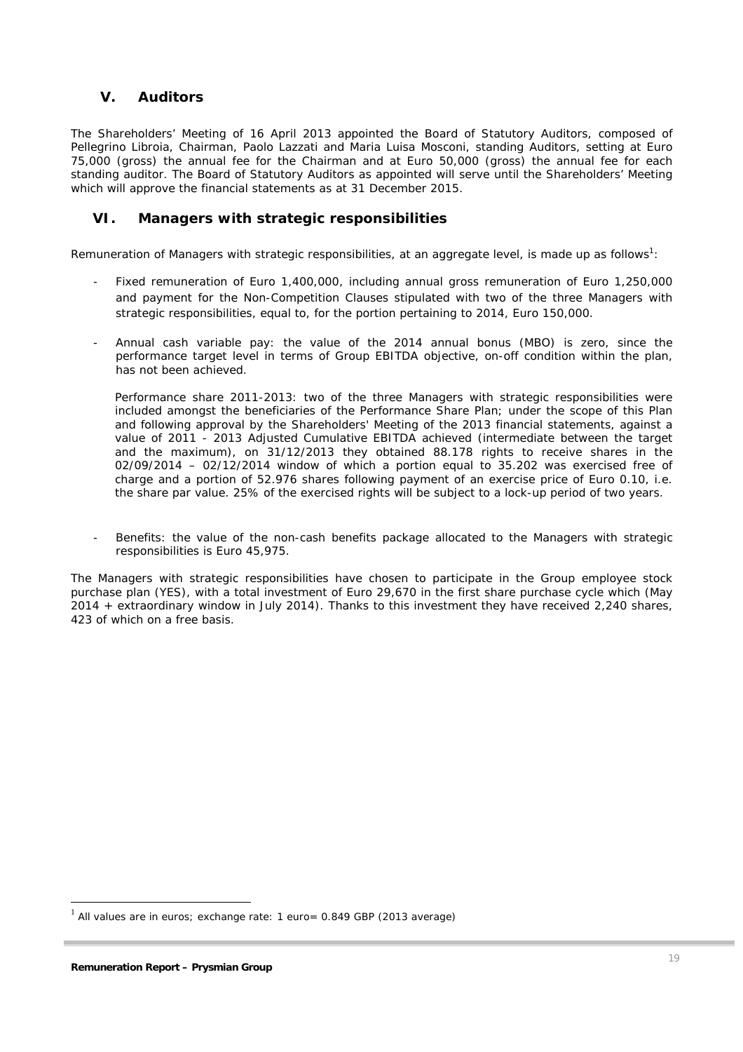## V. Auditors

The Shareholders' Meeting of 16 April 2013 appointed the Board of Statutory Auditors, composed of Pellegrino Libroia, Chairman, Paolo Lazzati and Maria Luisa Mosconi, standing Auditors, setting at Euro 75,000 (gross) the annual fee for the Chairman and at Euro 50,000 (gross) the annual fee for each standing auditor. The Board of Statutory Auditors as appointed will serve until the Shareholders' Meeting which will approve the financial statements as at 31 December 2015.

## VI. Managers with strategic responsibilities

Remuneration of Managers with strategic responsibilities, at an aggregate level, is made up as follows[1]:

- Fixed remuneration of Euro 1,400,000, including annual gross remuneration of Euro 1,250,000 and payment for the Non-Competition Clauses stipulated with two of the three Managers with strategic responsibilities, equal to, for the portion pertaining to 2014, Euro 150,000.

- Annual cash variable pay: the value of the 2014 annual bonus (MBO) is zero, since the performance target level in terms of Group EBITDA objective, on-off condition within the plan, has not been achieved.

  Performance share 2011-2013: two of the three Managers with strategic responsibilities were included amongst the beneficiaries of the Performance Share Plan; under the scope of this Plan and following approval by the Shareholders' Meeting of the 2013 financial statements, against a value of 2011 - 2013 Adjusted Cumulative EBITDA achieved (intermediate between the target and the maximum), on 31/12/2013 they obtained 88.178 rights to receive shares in the 02/09/2014 – 02/12/2014 window of which a portion equal to 35.202 was exercised free of charge and a portion of 52.976 shares following payment of an exercise price of Euro 0.10, i.e. the share par value. 25% of the exercised rights will be subject to a lock-up period of two years.

- Benefits: the value of the non-cash benefits package allocated to the Managers with strategic responsibilities is Euro 45,975.

The Managers with strategic responsibilities have chosen to participate in the Group employee stock purchase plan (YES), with a total investment of Euro 29,670 in the first share purchase cycle which (May 2014 + extraordinary window in July 2014). Thanks to this investment they have received 2,240 shares, 423 of which on a free basis.

[1] All values are in euros; exchange rate: 1 euro= 0.849 GBP (2013 average)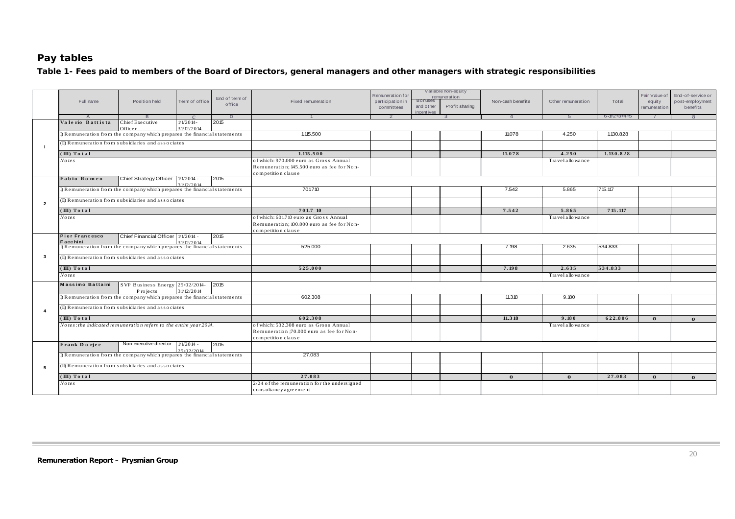## Pay tables

### Table 1- Fees paid to members of the Board of Directors, general managers and other managers with strategic responsibilities

| | Full name | Position held | Term of office | End of term of office | Fixed remuneration | Remuneration for participation in committees | Variable non-equity remuneration | | Non-cash benefits | Other remuneration | Total | Fair Value of equity remuneration | End-of-service or post-employment benefits |
|---|---|---|---|---|---|---|---|---|---|---|---|---|---|
| | | | | | | | Bonuses and other incentives | Profit sharing | | | | | |
| | A | B | C | D | 1 | 2 | 3 | | 4 | 5 | 6=1+2+3+4+5 | 7 | 8 |
| 1 | Valerio Battista | Chief Executive Officer | 1/1/2014-31/12/2014 | 2015 | | | | | | | | | |
| | I) Remuneration from the company which prepares the financial statements | | | | 1.115.500 | | | | 11.078 | 4.250 | 1.130.828 | | |
| | (II) Remuneration from subsidiaries and associates | | | | | | | | | | | | |
| | (III) Total | | | | 1.115.500 | | | | 11.078 | 4.250 | 1.130.828 | | |
| | Notes | | | | of which: 970.000 euro as Gross Annual Remuneration; 145.500 euro as fee for Non-competition clause | | | | | Travel allowance | | | |
| 2 | Fabio Romeo | Chief Strategy Officer | 1/1/2014 - 31/12/2014 | 2015 | | | | | | | | | |
| | I) Remuneration from the company which prepares the financial statements | | | | 701.710 | | | | 7.542 | 5.865 | 715.117 | | |
| | (II) Remuneration from subsidiaries and associates | | | | | | | | | | | | |
| | (III) Total | | | | 701.710 | | | | 7.542 | 5.865 | 715.117 | | |
| | Notes | | | | of which: 601.710 euro as Gross Annual Remuneration; 100.000 euro as fee for Non-competition clause | | | | | Travel allowance | | | |
| 3 | Pier Francesco Facchini | Chief Financial Officer | 1/1/2014 - 31/12/2014 | 2015 | | | | | | | | | |
| | I) Remuneration from the company which prepares the financial statements | | | | 525.000 | | | | 7.198 | 2.635 | 534.833 | | |
| | (II) Remuneration from subsidiaries and associates | | | | | | | | | | | | |
| | (III) Total | | | | 525.000 | | | | 7.198 | 2.635 | 534.833 | | |
| | Notes | | | | | | | | | Travel allowance | | | |
| 4 | Massimo Battaini | SVP Business Energy Projects | 25/02/2014-31/12/2014 | 2015 | | | | | | | | | |
| | I) Remuneration from the company which prepares the financial statements | | | | 602.308 | | | | 11.318 | 9.180 | | | |
| | (II) Remuneration from subsidiaries and associates | | | | | | | | | | | | |
| | (III) Total | | | | 602.308 | | | | 11.318 | 9.180 | 622.806 | 0 | 0 |
| | Notes: the indicated remuneration refers to the entire year 2014. | | | | of which: 532.308 euro as Gross Annual Remuneration ;70.000 euro as fee for Non-competition clause | | | | | Travel allowance | | | |
| 5 | Frank Dorjee | Non-executive director | 1/1/2014 - 25/02/2014 | 2015 | | | | | | | | | |
| | I) Remuneration from the company which prepares the financial statements | | | | 27.083 | | | | | | | | |
| | (II) Remuneration from subsidiaries and associates | | | | | | | | | | | | |
| | (III) Total | | | | 27.083 | | | | 0 | 0 | 27.083 | 0 | 0 |
| | Notes | | | | 2/24 of the remuneration for the undersigned consultancy agreement | | | | | | | | |

**Remuneration Report – Prysmian Group**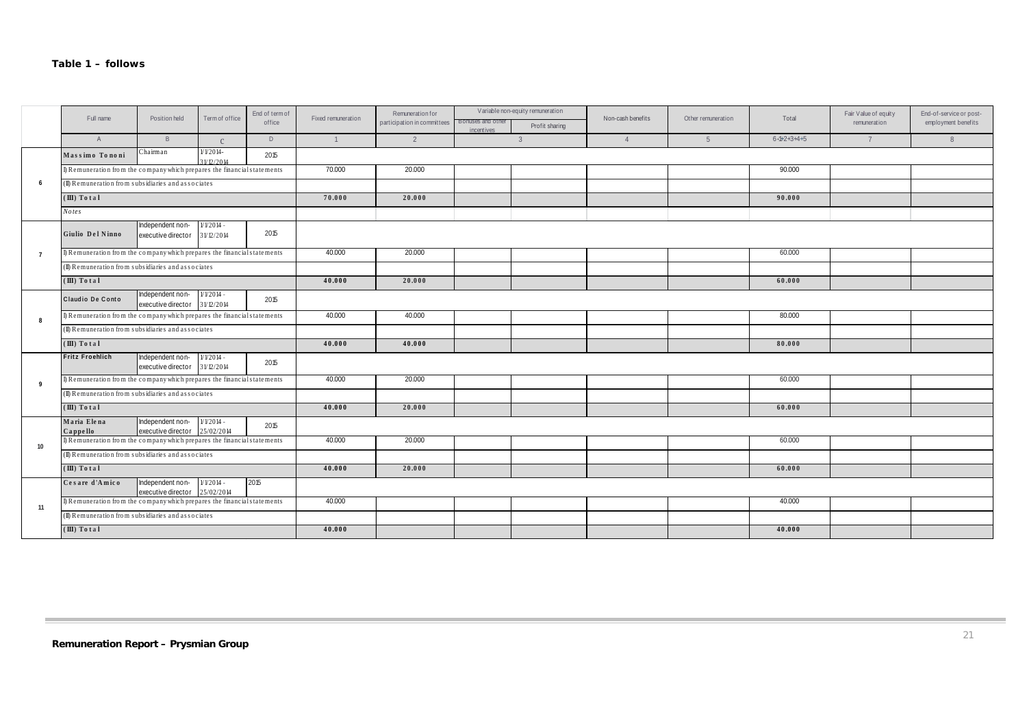**Table 1 – follows**

| | Full name | Position held | Term of office | End of term of office | Fixed remuneration | Remuneration for participation in committees | Variable non-equity remuneration | | Non-cash benefits | Other remuneration | Total | Fair Value of equity remuneration | End-of-service or post-employment benefits |
|---|---|---|---|---|---|---|---|---|---|---|---|---|---|
| | | | | | | | Bonuses and other incentives | Profit sharing | | | | | |
| | A | B | C | D | 1 | 2 | 3 | | 4 | 5 | 6=1+2+3+4+5 | 7 | 8 |
| 6 | Massimo Tononi | Chairman | 1/1/2014-31/12/2014 | 2015 | | | | | | | | | |
| | I) Remuneration from the company which prepares the financial statements | | | | 70.000 | 20.000 | | | | | 90.000 | | |
| | (II) Remuneration from subsidiaries and associates | | | | | | | | | | | | |
| | (III) Total | | | | 70.000 | 20.000 | | | | | 90.000 | | |
| | Notes | | | | | | | | | | | | |
| 7 | Giulio Del Ninno | Independent non-executive director | 1/1/2014 - 31/12/2014 | 2015 | | | | | | | | | |
| | I) Remuneration from the company which prepares the financial statements | | | | 40.000 | 20.000 | | | | | 60.000 | | |
| | (II) Remuneration from subsidiaries and associates | | | | | | | | | | | | |
| | (III) Total | | | | 40.000 | 20.000 | | | | | 60.000 | | |
| 8 | Claudio De Conto | Independent non-executive director | 1/1/2014 - 31/12/2014 | 2015 | | | | | | | | | |
| | I) Remuneration from the company which prepares the financial statements | | | | 40.000 | 40.000 | | | | | 80.000 | | |
| | (II) Remuneration from subsidiaries and associates | | | | | | | | | | | | |
| | (III) Total | | | | 40.000 | 40.000 | | | | | 80.000 | | |
| 9 | Fritz Froehlich | Independent non-executive director | 1/1/2014 - 31/12/2014 | 2015 | | | | | | | | | |
| | I) Remuneration from the company which prepares the financial statements | | | | 40.000 | 20.000 | | | | | 60.000 | | |
| | (II) Remuneration from subsidiaries and associates | | | | | | | | | | | | |
| | (III) Total | | | | 40.000 | 20.000 | | | | | 60.000 | | |
| 10 | Maria Elena Cappello | Independent non-executive director | 1/1/2014 - 25/02/2014 | 2015 | | | | | | | | | |
| | I) Remuneration from the company which prepares the financial statements | | | | 40.000 | 20.000 | | | | | 60.000 | | |
| | (II) Remuneration from subsidiaries and associates | | | | | | | | | | | | |
| | (III) Total | | | | 40.000 | 20.000 | | | | | 60.000 | | |
| 11 | Cesare d'Amico | Independent non-executive director | 1/1/2014 - 25/02/2014 | 2015 | | | | | | | | | |
| | I) Remuneration from the company which prepares the financial statements | | | | 40.000 | | | | | | 40.000 | | |
| | (II) Remuneration from subsidiaries and associates | | | | | | | | | | | | |
| | (III) Total | | | | 40.000 | | | | | | 40.000 | | |

**Remuneration Report – Prysmian Group**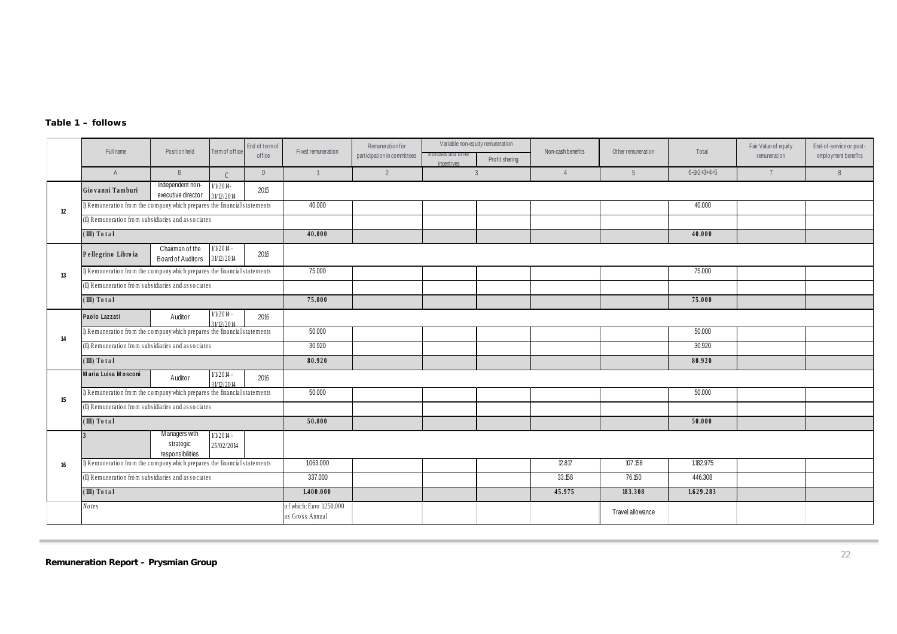**Table 1 – follows**

| | Full name | Position held | Term of office | End of term of office | Fixed remuneration | Remuneration for participation in committees | Variable non-equity remuneration | | Non-cash benefits | Other remuneration | Total | Fair Value of equity remuneration | End-of-service or post-employment benefits |
|---|---|---|---|---|---|---|---|---|---|---|---|---|---|
| | | | | | | | Bonuses and other incentives | Profit sharing | | | | | |
| | A | B | C | D | 1 | 2 | 3 | | 4 | 5 | 6=1+2+3+4+5 | 7 | 8 |
| 12 | Giovanni Tamburi | Independent non-executive director | 1/1/2014-31/12/2014 | 2015 | | | | | | | | | |
| | I) Remuneration from the company which prepares the financial statements | | | | 40.000 | | | | | | 40.000 | | |
| | (II) Remuneration from subsidiaries and associates | | | | | | | | | | | | |
| | (III) Total | | | | 40.000 | | | | | | 40.000 | | |
| 13 | Pellegrino Libroia | Chairman of the Board of Auditors | 1/1/2014 - 31/12/2014 | 2016 | | | | | | | | | |
| | I) Remuneration from the company which prepares the financial statements | | | | 75.000 | | | | | | 75.000 | | |
| | (II) Remuneration from subsidiaries and associates | | | | | | | | | | | | |
| | (III) Total | | | | 75.000 | | | | | | 75.000 | | |
| 14 | Paolo Lazzati | Auditor | 1/1/2014 - 31/12/2014 | 2016 | | | | | | | | | |
| | I) Remuneration from the company which prepares the financial statements | | | | 50.000 | | | | | | 50.000 | | |
| | (II) Remuneration from subsidiaries and associates | | | | 30.920 | | | | | | 30.920 | | |
| | (III) Total | | | | 80.920 | | | | | | 80.920 | | |
| 15 | Maria Luisa Mosconi | Auditor | 1/1/2014 - 31/12/2014 | 2016 | | | | | | | | | |
| | I) Remuneration from the company which prepares the financial statements | | | | 50.000 | | | | | | 50.000 | | |
| | (II) Remuneration from subsidiaries and associates | | | | | | | | | | | | |
| | (III) Total | | | | 50.000 | | | | | | 50.000 | | |
| 16 | 3 | Managers with strategic responsibilities | 1/1/2014 - 25/02/2014 | | | | | | | | | | |
| | I) Remuneration from the company which prepares the financial statements | | | | 1.063.000 | | | | 12.817 | 107.158 | 1.182.975 | | |
| | (II) Remuneration from subsidiaries and associates | | | | 337.000 | | | | 33.158 | 76.150 | 446.308 | | |
| | (III) Total | | | | 1.400.000 | | | | 45.975 | 183.308 | 1.629.283 | | |
| | Notes | | | | of which: Euro 1.250.000 as Gross Annual | | | | | Travel allowance | | | |

**Remuneration Report – Prysmian Group**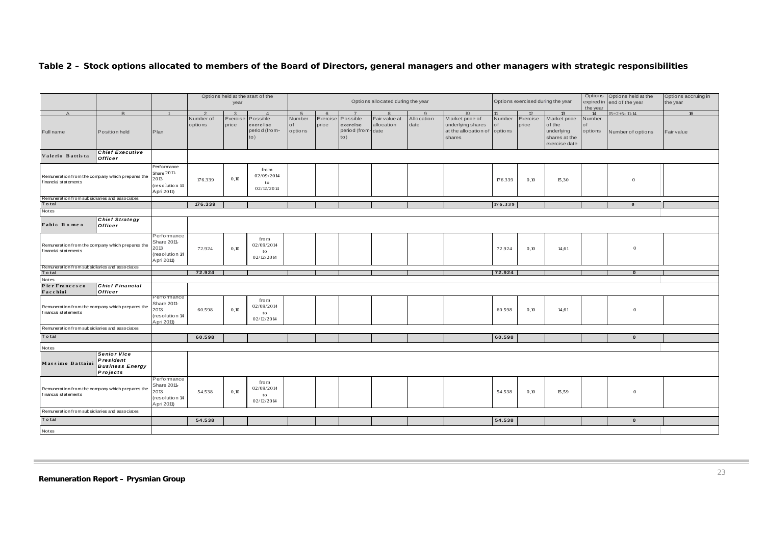**Table 2 – Stock options allocated to members of the Board of Directors, general managers and other managers with strategic responsibilities**

| | | | Options held at the start of the year | | | Options allocated during the year | | | | | | Options exercised during the year | | | Options expired in the year | Options held at the end of the year | Options accruing in the year |
|---|---|---|---|---|---|---|---|---|---|---|---|---|---|---|---|---|---|
| A | B | 1 | 2 | 3 | 4 | 5 | 6 | 7 | 8 | 9 | 10 | 11 | 12 | 13 | 14 | 15=2+5-11-14 | 16 |
| Full name | Position held | Plan | Number of options | Exercise price | Possible exercise period (from-to) | Number of options | Exercise price | Possible exercise period (from-to) | Fair value at allocation date | Allocation date | Market price of underlying shares at the allocation of options | Number of options | Exercise price | Market price of the underlying shares at the exercise date | Number of options | Number of options | Fair value |
| **Valerio Battista** | ***Chief Executive Officer*** | | | | | | | | | | | | | | | | |
| Remuneration from the company which prepares the financial statements | | Performance Share 2011-2013 (resolution 14 April 2011) | 176.339 | 0,10 | from 02/09/2014 to 02/12/2014 | | | | | | | 176.339 | 0,10 | 15,30 | | 0 | |
| Remuneration from subsidiaries and associates | | | | | | | | | | | | | | | | | |
| **Total** | | | **176.339** | | | | | | | | | **176.339** | | | | **0** | |
| Notes | | | | | | | | | | | | | | | | | |
| **Fabio Romeo** | ***Chief Strategy Officer*** | | | | | | | | | | | | | | | | |
| Remuneration from the company which prepares the financial statements | | Performance Share 2011-2013 (resolution 14 April 2011) | 72.924 | 0,10 | from 02/09/2014 to 02/12/2014 | | | | | | | 72.924 | 0,10 | 14,61 | | 0 | |
| Remuneration from subsidiaries and associates | | | | | | | | | | | | | | | | | |
| **Total** | | | **72.924** | | | | | | | | | **72.924** | | | | **0** | |
| Notes | | | | | | | | | | | | | | | | | |
| **Pier Francesco Facchini** | ***Chief Financial Officer*** | | | | | | | | | | | | | | | | |
| Remuneration from the company which prepares the financial statements | | Performance Share 2011-2013 (resolution 14 April 2011) | 60.598 | 0,10 | from 02/09/2014 to 02/12/2014 | | | | | | | 60.598 | 0,10 | 14,61 | | 0 | |
| Remuneration from subsidiaries and associates | | | | | | | | | | | | | | | | | |
| **Total** | | | **60.598** | | | | | | | | | **60.598** | | | | **0** | |
| Notes | | | | | | | | | | | | | | | | | |
| **Massimo Battaini** | ***Senior Vice President Business Energy Projects*** | | | | | | | | | | | | | | | | |
| Remuneration from the company which prepares the financial statements | | Performance Share 2011-2013 (resolution 14 April 2011) | 54.538 | 0,10 | from 02/09/2014 to 02/12/2014 | | | | | | | 54.538 | 0,10 | 15,59 | | 0 | |
| Remuneration from subsidiaries and associates | | | | | | | | | | | | | | | | | |
| **Total** | | | **54.538** | | | | | | | | | **54.538** | | | | **0** | |
| Notes | | | | | | | | | | | | | | | | | |

**Remuneration Report – Prysmian Group**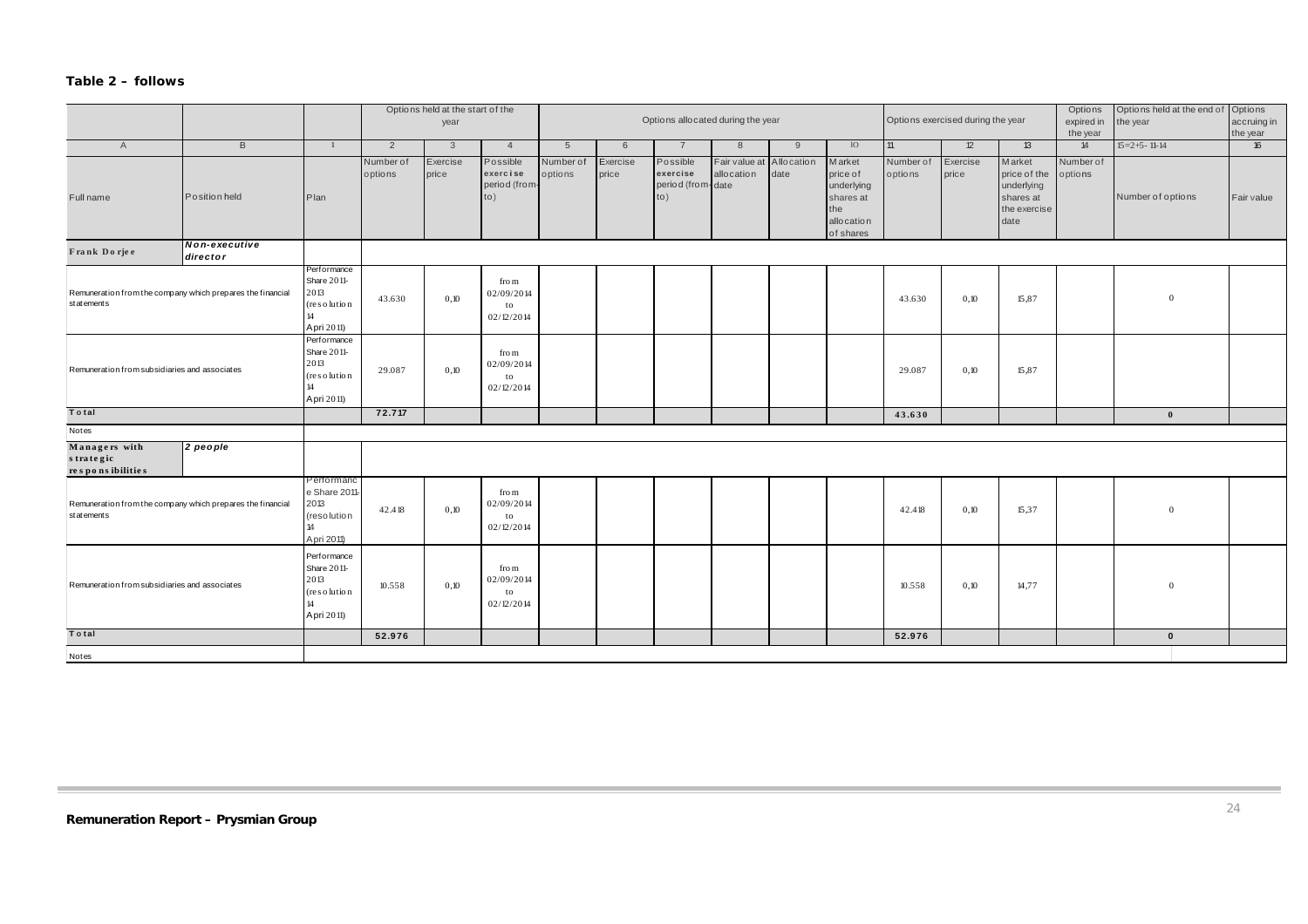**Table 2 – follows**

| | | | Options held at the start of the year | | | Options allocated during the year | | | | | | Options exercised during the year | | | Options expired in the year | Options held at the end of the year | Options accruing in the year |
|---|---|---|---|---|---|---|---|---|---|---|---|---|---|---|---|---|---|
| A | B | 1 | 2 | 3 | 4 | 5 | 6 | 7 | 8 | 9 | 10 | 11 | 12 | 13 | 14 | 15=2+5-11-14 | 16 |
| Full name | Position held | Plan | Number of options | Exercise price | Possible exercise period (from-to) | Number of options | Exercise price | Possible exercise period (from-to) | Fair value at allocation date | Allocation date | Market price of underlying shares at the allocation of shares | Number of options | Exercise price | Market price of the underlying shares at the exercise date | Number of options | Number of options | Fair value |
| **Frank Dorjee** | ***Non-executive director*** | | | | | | | | | | | | | | | | |
| Remuneration from the company which prepares the financial statements | | Performance Share 2011-2013 (resolution 14 April 2011) | 43.630 | 0,10 | from 02/09/2014 to 02/12/2014 | | | | | | | 43.630 | 0,10 | 15,87 | | 0 | |
| Remuneration from subsidiaries and associates | | Performance Share 2011-2013 (resolution 14 April 2011) | 29.087 | 0,10 | from 02/09/2014 to 02/12/2014 | | | | | | | 29.087 | 0,10 | 15,87 | | | |
| **Total** | | | **72.717** | | | | | | | | | **43.630** | | | | **0** | |
| Notes | | | | | | | | | | | | | | | | | |
| **Managers with strategic responsibilities** | ***2 people*** | | | | | | | | | | | | | | | | |
| Remuneration from the company which prepares the financial statements | | Performance Share 2011-2013 (resolution 14 April 2011) | 42.418 | 0,10 | from 02/09/2014 to 02/12/2014 | | | | | | | 42.418 | 0,10 | 15,37 | | 0 | |
| Remuneration from subsidiaries and associates | | Performance Share 2011-2013 (resolution 14 April 2011) | 10.558 | 0,10 | from 02/09/2014 to 02/12/2014 | | | | | | | 10.558 | 0,10 | 14,77 | | 0 | |
| **Total** | | | **52.976** | | | | | | | | | **52.976** | | | | **0** | |
| Notes | | | | | | | | | | | | | | | | | |

**Remuneration Report – Prysmian Group**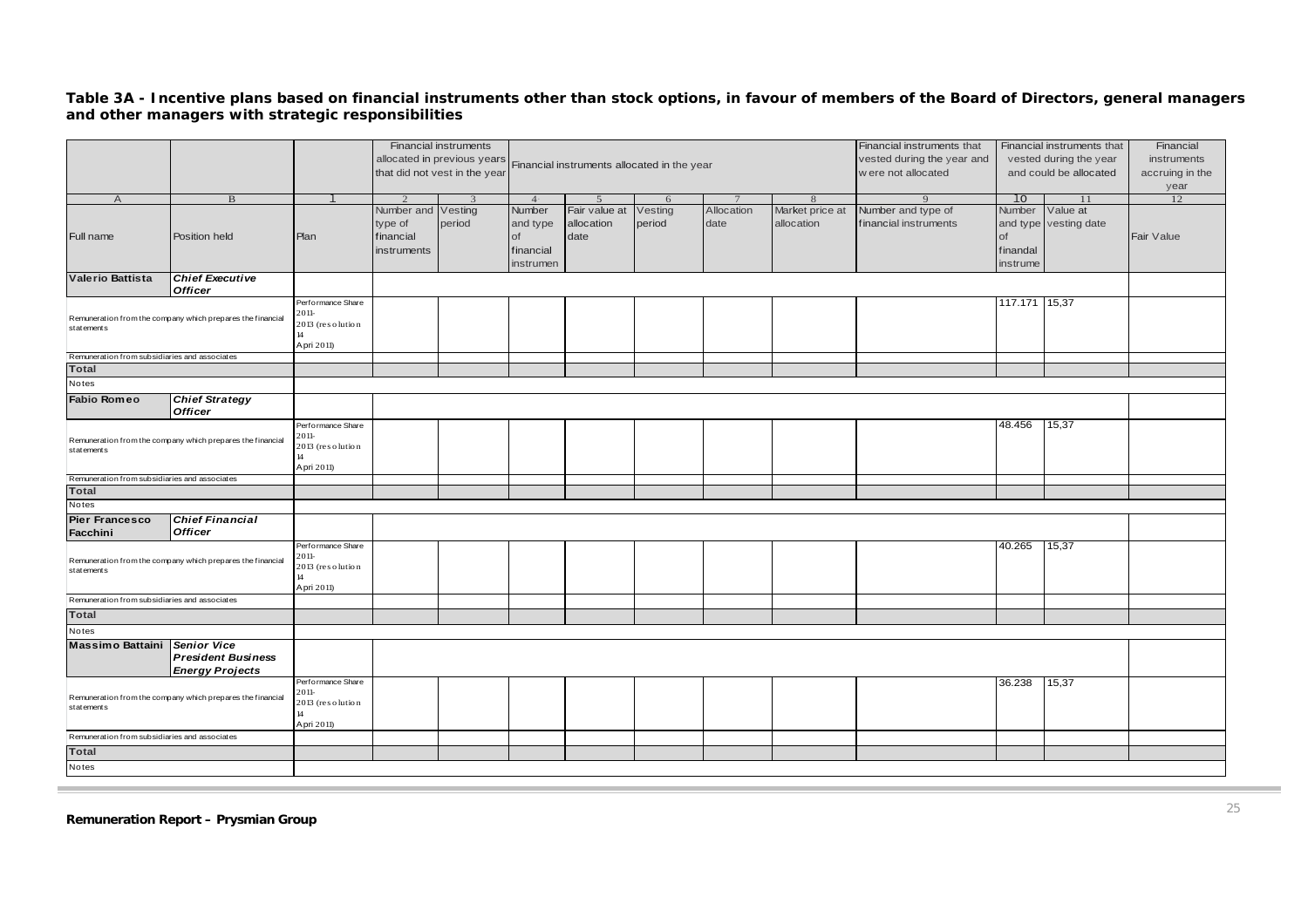**Table 3A - Incentive plans based on financial instruments other than stock options, in favour of members of the Board of Directors, general managers and other managers with strategic responsibilities**

| | | | Financial instruments allocated in previous years that did not vest in the year | | Financial instruments allocated in the year | | | | | Financial instruments that vested during the year and were not allocated | Financial instruments that vested during the year and could be allocated | | Financial instruments accruing in the year |
|---|---|---|---|---|---|---|---|---|---|---|---|---|---|
| A | B | 1 | 2 | 3 | 4 | 5 | 6 | 7 | 8 | 9 | 10 | 11 | 12 |
| Full name | Position held | Plan | Number and type of financial instruments | Vesting period | Number and type of financial instrumen | Fair value at allocation date | Vesting period | Allocation date | Market price at allocation | Number and type of financial instruments | Number and type of financial instrume | Value at vesting date | Fair Value |
| **Valerio Battista** | ***Chief Executive Officer*** | | | | | | | | | | | | |
| Remuneration from the company which prepares the financial statements | | Performance Share 2011-2013 (resolution 14 April 2011) | | | | | | | | | 117.171 | 15,37 | |
| Remuneration from subsidiaries and associates | | | | | | | | | | | | | |
| **Total** | | | | | | | | | | | | | |
| Notes | | | | | | | | | | | | | |
| **Fabio Romeo** | ***Chief Strategy Officer*** | | | | | | | | | | | | |
| Remuneration from the company which prepares the financial statements | | Performance Share 2011-2013 (resolution 14 April 2011) | | | | | | | | | 48.456 | 15,37 | |
| Remuneration from subsidiaries and associates | | | | | | | | | | | | | |
| **Total** | | | | | | | | | | | | | |
| Notes | | | | | | | | | | | | | |
| **Pier Francesco Facchini** | ***Chief Financial Officer*** | | | | | | | | | | | | |
| Remuneration from the company which prepares the financial statements | | Performance Share 2011-2013 (resolution 14 April 2011) | | | | | | | | | 40.265 | 15,37 | |
| Remuneration from subsidiaries and associates | | | | | | | | | | | | | |
| **Total** | | | | | | | | | | | | | |
| Notes | | | | | | | | | | | | | |
| **Massimo Battaini** | ***Senior Vice President Business Energy Projects*** | | | | | | | | | | | | |
| Remuneration from the company which prepares the financial statements | | Performance Share 2011-2013 (resolution 14 April 2011) | | | | | | | | | 36.238 | 15,37 | |
| Remuneration from subsidiaries and associates | | | | | | | | | | | | | |
| **Total** | | | | | | | | | | | | | |
| Notes | | | | | | | | | | | | | |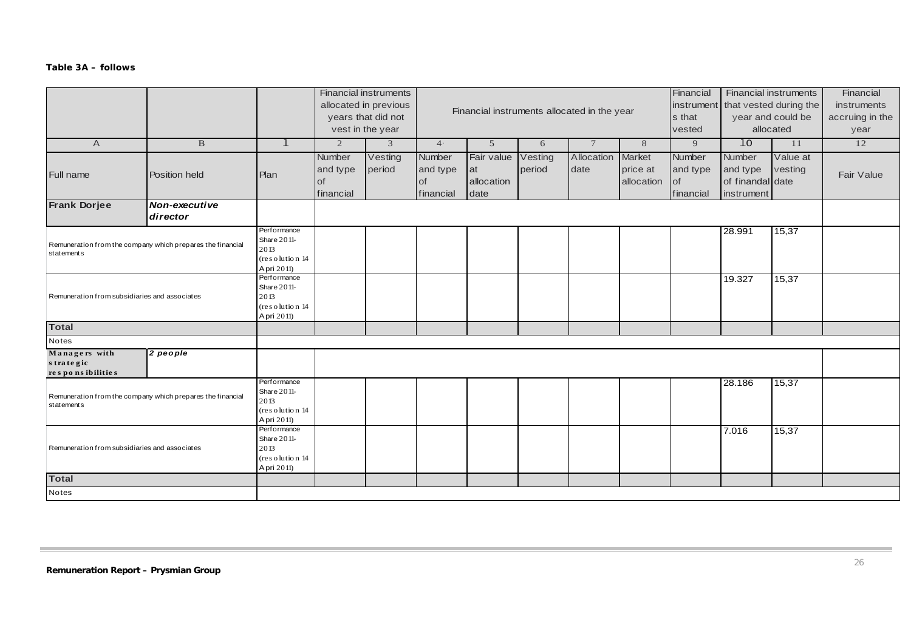**Table 3A – follows**

| | | | Financial instruments allocated in previous years that did not vest in the year | | Financial instruments allocated in the year | | | | | Financial instruments that vested | Financial instruments that vested during the year and could be allocated | | Financial instruments accruing in the year |
|---|---|---|---|---|---|---|---|---|---|---|---|---|---|
| A | B | 1 | 2 | 3 | 4 | 5 | 6 | 7 | 8 | 9 | 10 | 11 | 12 |
| Full name | Position held | Plan | Number and type of financial | Vesting period | Number and type of financial | Fair value at allocation date | Vesting period | Allocation date | Market price at allocation | Number and type of financial | Number and type of finandal instrument | Value at vesting date | Fair Value |
| **Frank Dorjee** | ***Non-executive director*** | | | | | | | | | | | | |
| Remuneration from the company which prepares the financial statements | | Performance Share 2011-2013 (resolution 14 Apri 2011) | | | | | | | | | 28.991 | 15,37 | |
| Remuneration from subsidiaries and associates | | Performance Share 2011-2013 (resolution 14 Apri 2011) | | | | | | | | | 19.327 | 15,37 | |
| **Total** | | | | | | | | | | | | | |
| Notes | | | | | | | | | | | | | |
| **Managers with strategic responsibilities** | ***2 people*** | | | | | | | | | | | | |
| Remuneration from the company which prepares the financial statements | | Performance Share 2011-2013 (resolution 14 Apri 2011) | | | | | | | | | 28.186 | 15,37 | |
| Remuneration from subsidiaries and associates | | Performance Share 2011-2013 (resolution 14 Apri 2011) | | | | | | | | | 7.016 | 15,37 | |
| **Total** | | | | | | | | | | | | | |
| Notes | | | | | | | | | | | | | |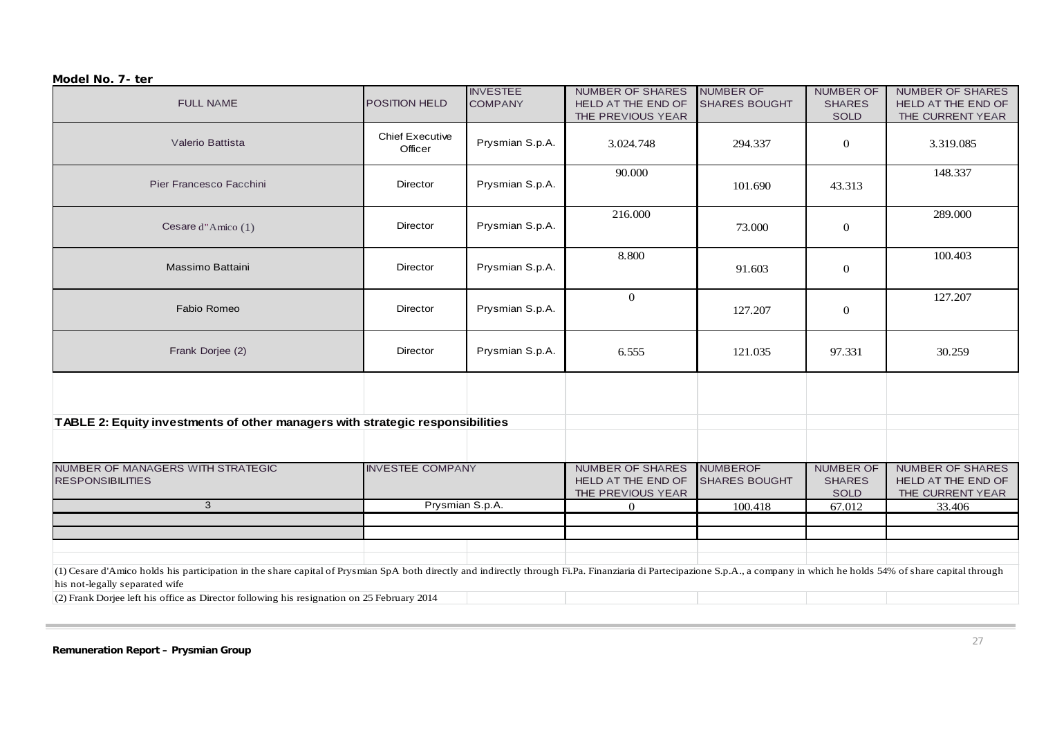**Model No. 7- ter**

| FULL NAME | POSITION HELD | INVESTEE COMPANY | NUMBER OF SHARES HELD AT THE END OF THE PREVIOUS YEAR | NUMBER OF SHARES BOUGHT | NUMBER OF SHARES SOLD | NUMBER OF SHARES HELD AT THE END OF THE CURRENT YEAR |
|---|---|---|---|---|---|---|
| Valerio Battista | Chief Executive Officer | Prysmian S.p.A. | 3.024.748 | 294.337 | 0 | 3.319.085 |
| Pier Francesco Facchini | Director | Prysmian S.p.A. | 90.000 | 101.690 | 43.313 | 148.337 |
| Cesare d"Amico (1) | Director | Prysmian S.p.A. | 216.000 | 73.000 | 0 | 289.000 |
| Massimo Battaini | Director | Prysmian S.p.A. | 8.800 | 91.603 | 0 | 100.403 |
| Fabio Romeo | Director | Prysmian S.p.A. | 0 | 127.207 | 0 | 127.207 |
| Frank Dorjee (2) | Director | Prysmian S.p.A. | 6.555 | 121.035 | 97.331 | 30.259 |

**TABLE 2: Equity investments of other managers with strategic responsibilities**

| NUMBER OF MANAGERS WITH STRATEGIC RESPONSIBILITIES | INVESTEE COMPANY | NUMBER OF SHARES HELD AT THE END OF THE PREVIOUS YEAR | NUMBEROF SHARES BOUGHT | NUMBER OF SHARES SOLD | NUMBER OF SHARES HELD AT THE END OF THE CURRENT YEAR |
|---|---|---|---|---|---|
| 3 | Prysmian S.p.A. | 0 | 100.418 | 67.012 | 33.406 |

(1) Cesare d'Amico holds his participation in the share capital of Prysmian SpA both directly and indirectly through Fi.Pa. Finanziaria di Partecipazione S.p.A., a company in which he holds 54% of share capital through his not-legally separated wife

(2) Frank Dorjee left his office as Director following his resignation on 25 February 2014